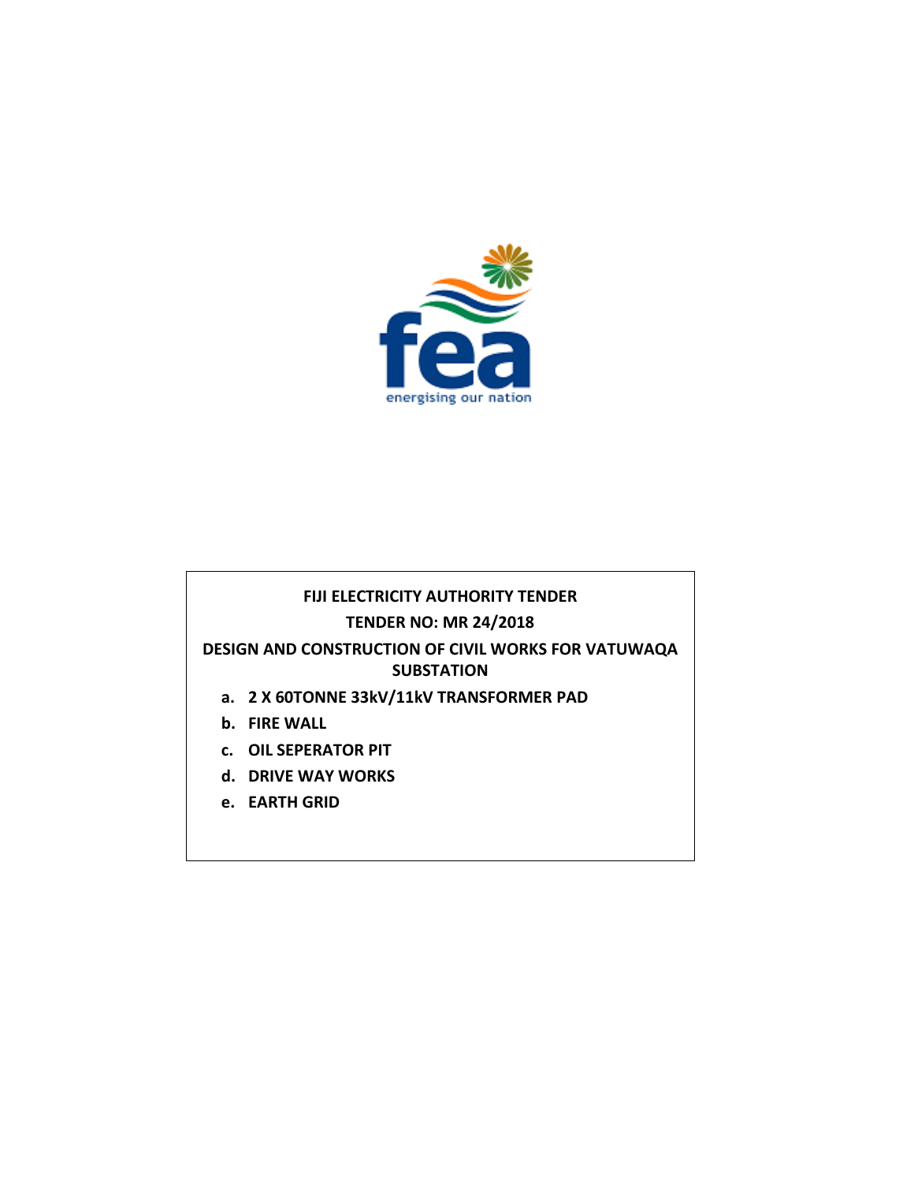**FIJI ELECTRICITY AUTHORITY TENDER**

**TENDER NO: MR 24/2018**

**DESIGN AND CONSTRUCTION OF CIVIL WORKS FOR VATUWAQA SUBSTATION**

a. **2 X 60TONNE 33kV/11kV TRANSFORMER PAD**
b. **FIRE WALL**
c. **OIL SEPERATOR PIT**
d. **DRIVE WAY WORKS**
e. **EARTH GRID**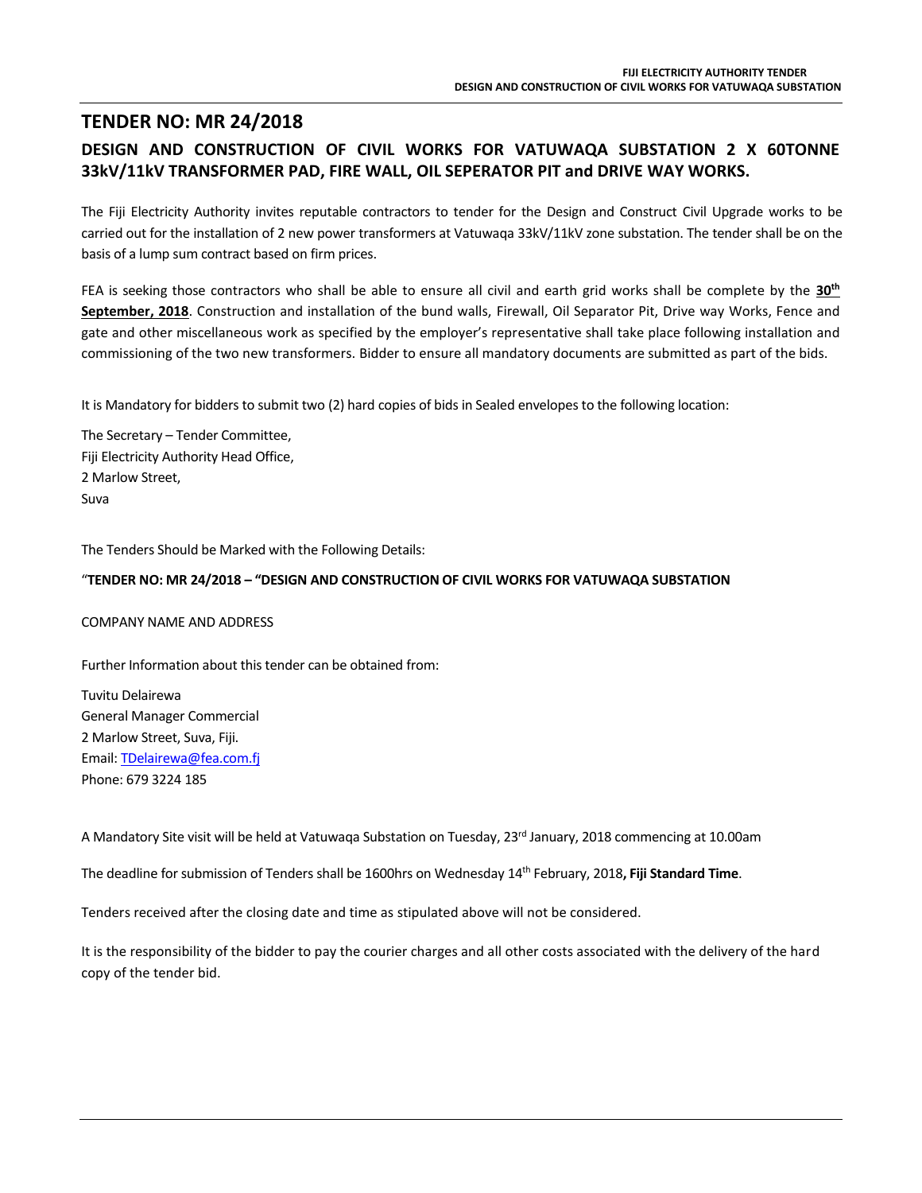## TENDER NO: MR 24/2018

### DESIGN AND CONSTRUCTION OF CIVIL WORKS FOR VATUWAQA SUBSTATION 2 X 60TONNE 33kV/11kV TRANSFORMER PAD, FIRE WALL, OIL SEPERATOR PIT and DRIVE WAY WORKS.

The Fiji Electricity Authority invites reputable contractors to tender for the Design and Construct Civil Upgrade works to be carried out for the installation of 2 new power transformers at Vatuwaqa 33kV/11kV zone substation. The tender shall be on the basis of a lump sum contract based on firm prices.

FEA is seeking those contractors who shall be able to ensure all civil and earth grid works shall be complete by the **30th September, 2018**. Construction and installation of the bund walls, Firewall, Oil Separator Pit, Drive way Works, Fence and gate and other miscellaneous work as specified by the employer's representative shall take place following installation and commissioning of the two new transformers. Bidder to ensure all mandatory documents are submitted as part of the bids.

It is Mandatory for bidders to submit two (2) hard copies of bids in Sealed envelopes to the following location:

The Secretary – Tender Committee,
Fiji Electricity Authority Head Office,
2 Marlow Street,
Suva

The Tenders Should be Marked with the Following Details:

"**TENDER NO: MR 24/2018 – "DESIGN AND CONSTRUCTION OF CIVIL WORKS FOR VATUWAQA SUBSTATION**

COMPANY NAME AND ADDRESS

Further Information about this tender can be obtained from:

Tuvitu Delairewa
General Manager Commercial
2 Marlow Street, Suva, Fiji.
Email: TDelairewa@fea.com.fj
Phone: 679 3224 185

A Mandatory Site visit will be held at Vatuwaqa Substation on Tuesday, 23rd January, 2018 commencing at 10.00am

The deadline for submission of Tenders shall be 1600hrs on Wednesday 14th February, 2018**, Fiji Standard Time**.

Tenders received after the closing date and time as stipulated above will not be considered.

It is the responsibility of the bidder to pay the courier charges and all other costs associated with the delivery of the hard copy of the tender bid.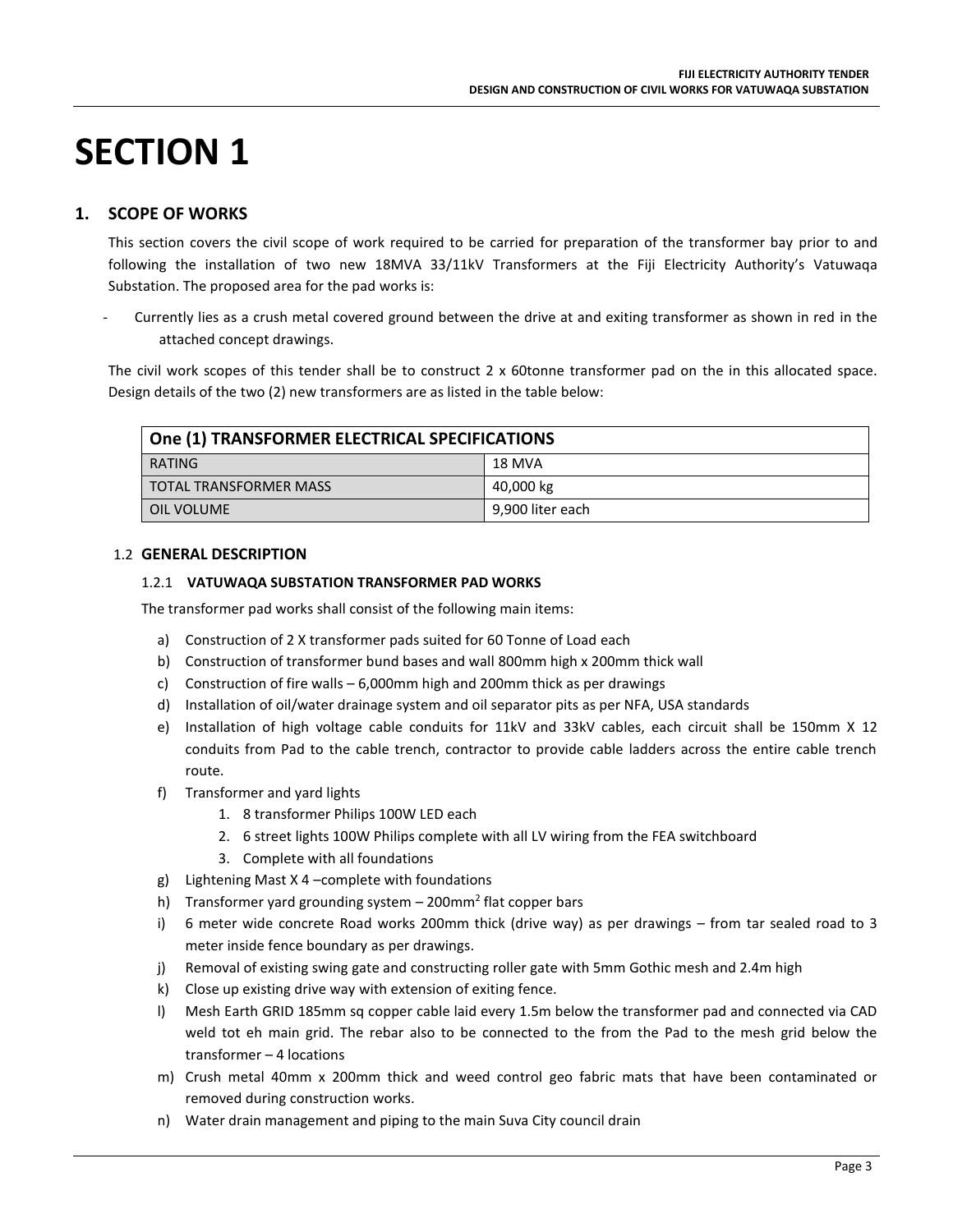# SECTION 1

## 1. SCOPE OF WORKS

This section covers the civil scope of work required to be carried for preparation of the transformer bay prior to and following the installation of two new 18MVA 33/11kV Transformers at the Fiji Electricity Authority's Vatuwaqa Substation. The proposed area for the pad works is:

- Currently lies as a crush metal covered ground between the drive at and exiting transformer as shown in red in the attached concept drawings.

The civil work scopes of this tender shall be to construct 2 x 60tonne transformer pad on the in this allocated space. Design details of the two (2) new transformers are as listed in the table below:

| One (1) TRANSFORMER ELECTRICAL SPECIFICATIONS | |
|---|---|
| RATING | 18 MVA |
| TOTAL TRANSFORMER MASS | 40,000 kg |
| OIL VOLUME | 9,900 liter each |

### 1.2 GENERAL DESCRIPTION

#### 1.2.1 VATUWAQA SUBSTATION TRANSFORMER PAD WORKS

The transformer pad works shall consist of the following main items:

a) Construction of 2 X transformer pads suited for 60 Tonne of Load each
b) Construction of transformer bund bases and wall 800mm high x 200mm thick wall
c) Construction of fire walls – 6,000mm high and 200mm thick as per drawings
d) Installation of oil/water drainage system and oil separator pits as per NFA, USA standards
e) Installation of high voltage cable conduits for 11kV and 33kV cables, each circuit shall be 150mm X 12 conduits from Pad to the cable trench, contractor to provide cable ladders across the entire cable trench route.
f) Transformer and yard lights
   1. 8 transformer Philips 100W LED each
   2. 6 street lights 100W Philips complete with all LV wiring from the FEA switchboard
   3. Complete with all foundations
g) Lightening Mast X 4 –complete with foundations
h) Transformer yard grounding system – 200mm$^2$ flat copper bars
i) 6 meter wide concrete Road works 200mm thick (drive way) as per drawings – from tar sealed road to 3 meter inside fence boundary as per drawings.
j) Removal of existing swing gate and constructing roller gate with 5mm Gothic mesh and 2.4m high
k) Close up existing drive way with extension of exiting fence.
l) Mesh Earth GRID 185mm sq copper cable laid every 1.5m below the transformer pad and connected via CAD weld tot eh main grid. The rebar also to be connected to the from the Pad to the mesh grid below the transformer – 4 locations
m) Crush metal 40mm x 200mm thick and weed control geo fabric mats that have been contaminated or removed during construction works.
n) Water drain management and piping to the main Suva City council drain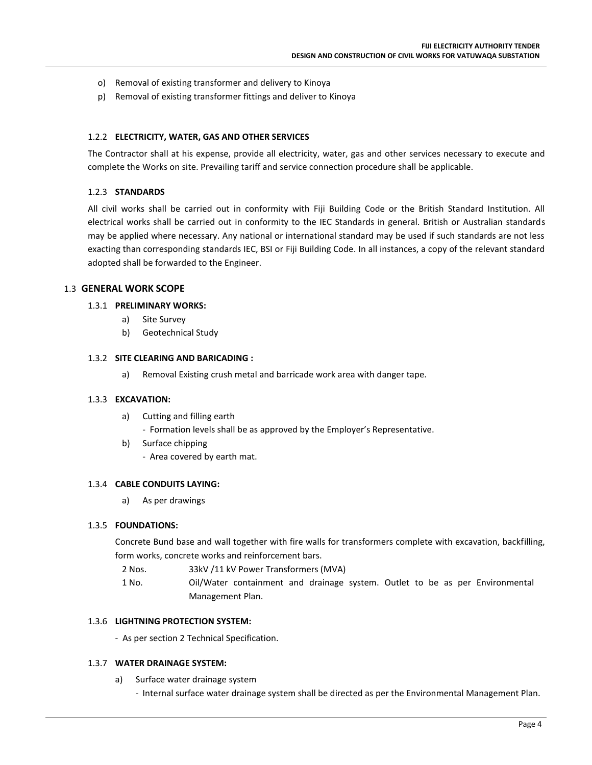- o) Removal of existing transformer and delivery to Kinoya
- p) Removal of existing transformer fittings and deliver to Kinoya

#### 1.2.2 ELECTRICITY, WATER, GAS AND OTHER SERVICES

The Contractor shall at his expense, provide all electricity, water, gas and other services necessary to execute and complete the Works on site. Prevailing tariff and service connection procedure shall be applicable.

#### 1.2.3 STANDARDS

All civil works shall be carried out in conformity with Fiji Building Code or the British Standard Institution. All electrical works shall be carried out in conformity to the IEC Standards in general. British or Australian standards may be applied where necessary. Any national or international standard may be used if such standards are not less exacting than corresponding standards IEC, BSI or Fiji Building Code. In all instances, a copy of the relevant standard adopted shall be forwarded to the Engineer.

### 1.3 GENERAL WORK SCOPE

#### 1.3.1 PRELIMINARY WORKS:

- a) Site Survey
- b) Geotechnical Study

#### 1.3.2 SITE CLEARING AND BARICADING :

- a) Removal Existing crush metal and barricade work area with danger tape.

#### 1.3.3 EXCAVATION:

- a) Cutting and filling earth
  - Formation levels shall be as approved by the Employer's Representative.
- b) Surface chipping
  - Area covered by earth mat.

#### 1.3.4 CABLE CONDUITS LAYING:

- a) As per drawings

#### 1.3.5 FOUNDATIONS:

Concrete Bund base and wall together with fire walls for transformers complete with excavation, backfilling, form works, concrete works and reinforcement bars.

| | |
|---|---|
| 2 Nos. | 33kV /11 kV Power Transformers (MVA) |
| 1 No. | Oil/Water containment and drainage system. Outlet to be as per Environmental Management Plan. |

#### 1.3.6 LIGHTNING PROTECTION SYSTEM:

- As per section 2 Technical Specification.

#### 1.3.7 WATER DRAINAGE SYSTEM:

- a) Surface water drainage system
  - Internal surface water drainage system shall be directed as per the Environmental Management Plan.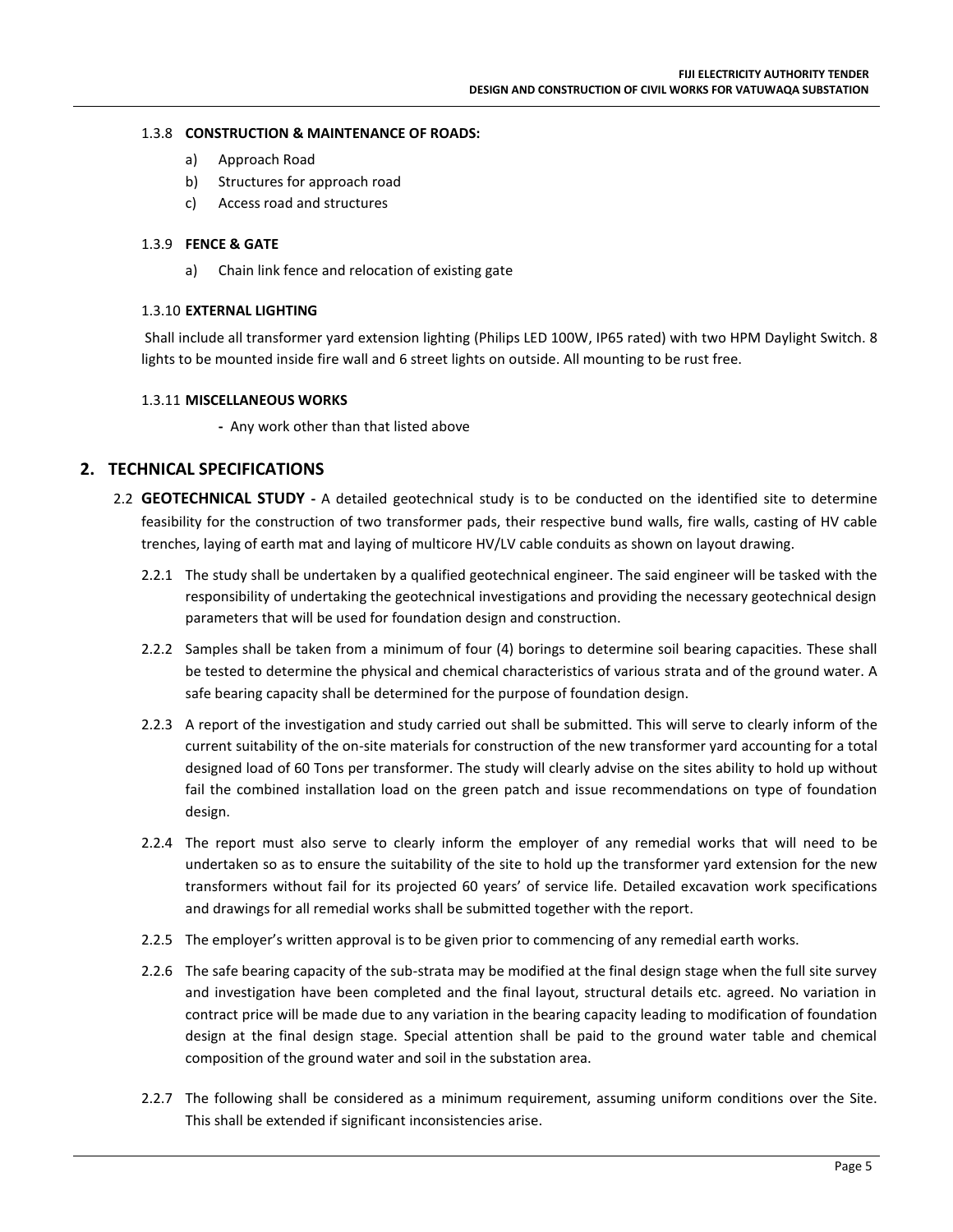#### 1.3.8 **CONSTRUCTION & MAINTENANCE OF ROADS:**

a) Approach Road

b) Structures for approach road

c) Access road and structures

#### 1.3.9 **FENCE & GATE**

a) Chain link fence and relocation of existing gate

#### 1.3.10 **EXTERNAL LIGHTING**

Shall include all transformer yard extension lighting (Philips LED 100W, IP65 rated) with two HPM Daylight Switch. 8 lights to be mounted inside fire wall and 6 street lights on outside. All mounting to be rust free.

#### 1.3.11 **MISCELLANEOUS WORKS**

- Any work other than that listed above

## 2. TECHNICAL SPECIFICATIONS

2.2 **GEOTECHNICAL STUDY -** A detailed geotechnical study is to be conducted on the identified site to determine feasibility for the construction of two transformer pads, their respective bund walls, fire walls, casting of HV cable trenches, laying of earth mat and laying of multicore HV/LV cable conduits as shown on layout drawing.

2.2.1 The study shall be undertaken by a qualified geotechnical engineer. The said engineer will be tasked with the responsibility of undertaking the geotechnical investigations and providing the necessary geotechnical design parameters that will be used for foundation design and construction.

2.2.2 Samples shall be taken from a minimum of four (4) borings to determine soil bearing capacities. These shall be tested to determine the physical and chemical characteristics of various strata and of the ground water. A safe bearing capacity shall be determined for the purpose of foundation design.

2.2.3 A report of the investigation and study carried out shall be submitted. This will serve to clearly inform of the current suitability of the on-site materials for construction of the new transformer yard accounting for a total designed load of 60 Tons per transformer. The study will clearly advise on the sites ability to hold up without fail the combined installation load on the green patch and issue recommendations on type of foundation design.

2.2.4 The report must also serve to clearly inform the employer of any remedial works that will need to be undertaken so as to ensure the suitability of the site to hold up the transformer yard extension for the new transformers without fail for its projected 60 years' of service life. Detailed excavation work specifications and drawings for all remedial works shall be submitted together with the report.

2.2.5 The employer's written approval is to be given prior to commencing of any remedial earth works.

2.2.6 The safe bearing capacity of the sub-strata may be modified at the final design stage when the full site survey and investigation have been completed and the final layout, structural details etc. agreed. No variation in contract price will be made due to any variation in the bearing capacity leading to modification of foundation design at the final design stage. Special attention shall be paid to the ground water table and chemical composition of the ground water and soil in the substation area.

2.2.7 The following shall be considered as a minimum requirement, assuming uniform conditions over the Site. This shall be extended if significant inconsistencies arise.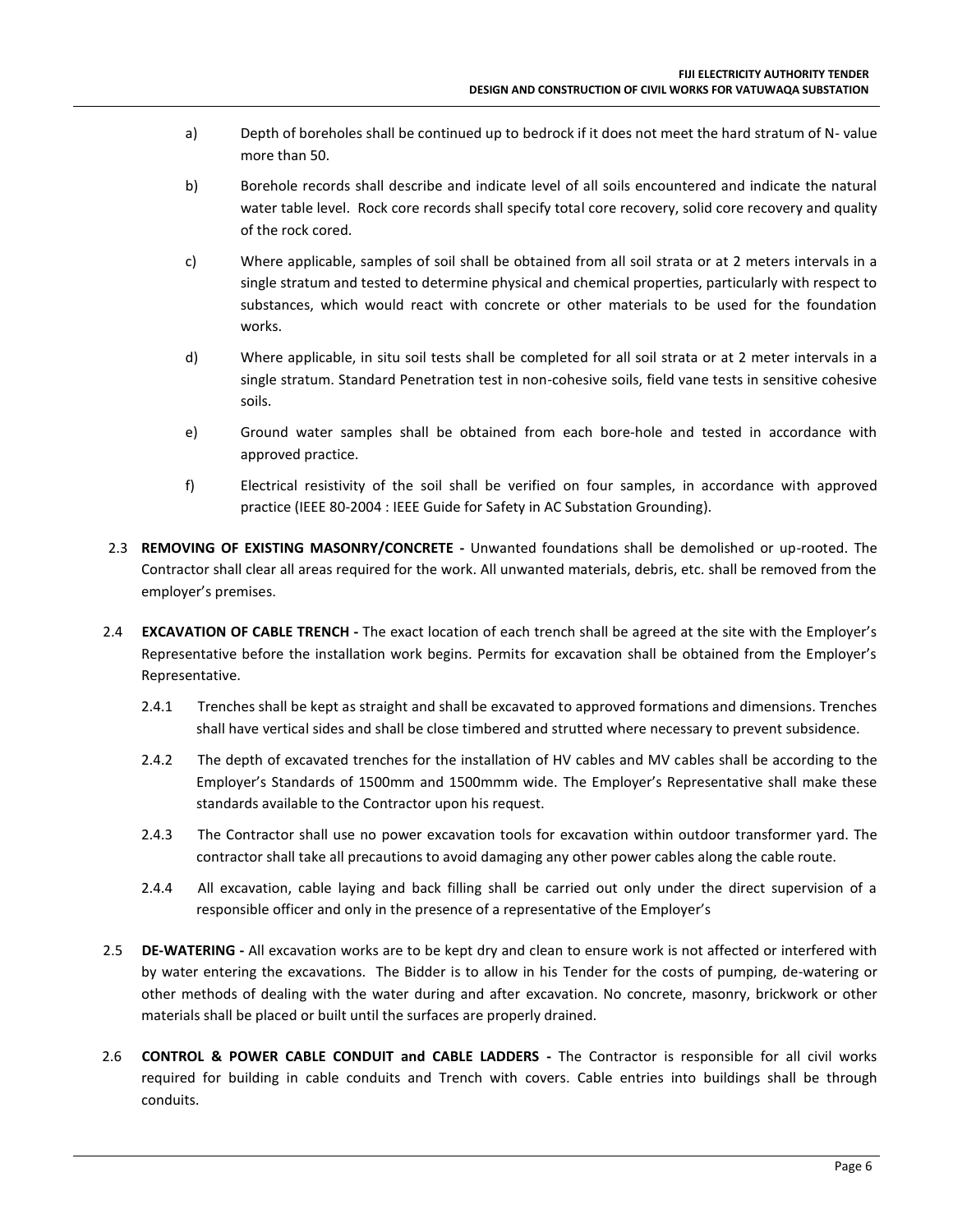a) Depth of boreholes shall be continued up to bedrock if it does not meet the hard stratum of N- value more than 50.

b) Borehole records shall describe and indicate level of all soils encountered and indicate the natural water table level. Rock core records shall specify total core recovery, solid core recovery and quality of the rock cored.

c) Where applicable, samples of soil shall be obtained from all soil strata or at 2 meters intervals in a single stratum and tested to determine physical and chemical properties, particularly with respect to substances, which would react with concrete or other materials to be used for the foundation works.

d) Where applicable, in situ soil tests shall be completed for all soil strata or at 2 meter intervals in a single stratum. Standard Penetration test in non-cohesive soils, field vane tests in sensitive cohesive soils.

e) Ground water samples shall be obtained from each bore-hole and tested in accordance with approved practice.

f) Electrical resistivity of the soil shall be verified on four samples, in accordance with approved practice (IEEE 80-2004 : IEEE Guide for Safety in AC Substation Grounding).

2.3 **REMOVING OF EXISTING MASONRY/CONCRETE -** Unwanted foundations shall be demolished or up-rooted. The Contractor shall clear all areas required for the work. All unwanted materials, debris, etc. shall be removed from the employer's premises.

2.4 **EXCAVATION OF CABLE TRENCH -** The exact location of each trench shall be agreed at the site with the Employer's Representative before the installation work begins. Permits for excavation shall be obtained from the Employer's Representative.

2.4.1 Trenches shall be kept as straight and shall be excavated to approved formations and dimensions. Trenches shall have vertical sides and shall be close timbered and strutted where necessary to prevent subsidence.

2.4.2 The depth of excavated trenches for the installation of HV cables and MV cables shall be according to the Employer's Standards of 1500mm and 1500mmm wide. The Employer's Representative shall make these standards available to the Contractor upon his request.

2.4.3 The Contractor shall use no power excavation tools for excavation within outdoor transformer yard. The contractor shall take all precautions to avoid damaging any other power cables along the cable route.

2.4.4 All excavation, cable laying and back filling shall be carried out only under the direct supervision of a responsible officer and only in the presence of a representative of the Employer's

2.5 **DE-WATERING -** All excavation works are to be kept dry and clean to ensure work is not affected or interfered with by water entering the excavations. The Bidder is to allow in his Tender for the costs of pumping, de-watering or other methods of dealing with the water during and after excavation. No concrete, masonry, brickwork or other materials shall be placed or built until the surfaces are properly drained.

2.6 **CONTROL & POWER CABLE CONDUIT and CABLE LADDERS -** The Contractor is responsible for all civil works required for building in cable conduits and Trench with covers. Cable entries into buildings shall be through conduits.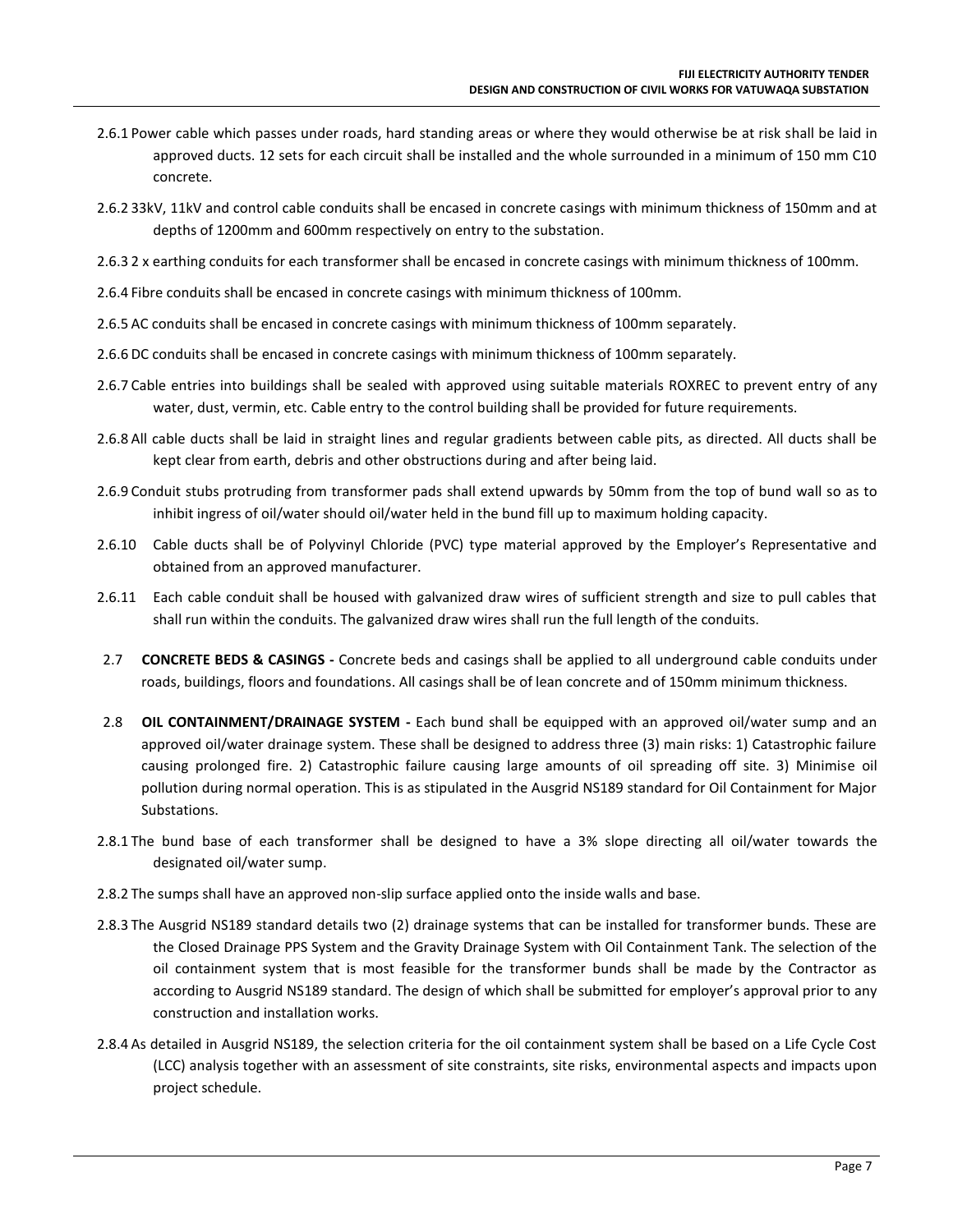2.6.1 Power cable which passes under roads, hard standing areas or where they would otherwise be at risk shall be laid in approved ducts. 12 sets for each circuit shall be installed and the whole surrounded in a minimum of 150 mm C10 concrete.

2.6.2 33kV, 11kV and control cable conduits shall be encased in concrete casings with minimum thickness of 150mm and at depths of 1200mm and 600mm respectively on entry to the substation.

2.6.3 2 x earthing conduits for each transformer shall be encased in concrete casings with minimum thickness of 100mm.

2.6.4 Fibre conduits shall be encased in concrete casings with minimum thickness of 100mm.

2.6.5 AC conduits shall be encased in concrete casings with minimum thickness of 100mm separately.

2.6.6 DC conduits shall be encased in concrete casings with minimum thickness of 100mm separately.

2.6.7 Cable entries into buildings shall be sealed with approved using suitable materials ROXREC to prevent entry of any water, dust, vermin, etc. Cable entry to the control building shall be provided for future requirements.

2.6.8 All cable ducts shall be laid in straight lines and regular gradients between cable pits, as directed. All ducts shall be kept clear from earth, debris and other obstructions during and after being laid.

2.6.9 Conduit stubs protruding from transformer pads shall extend upwards by 50mm from the top of bund wall so as to inhibit ingress of oil/water should oil/water held in the bund fill up to maximum holding capacity.

2.6.10 Cable ducts shall be of Polyvinyl Chloride (PVC) type material approved by the Employer's Representative and obtained from an approved manufacturer.

2.6.11 Each cable conduit shall be housed with galvanized draw wires of sufficient strength and size to pull cables that shall run within the conduits. The galvanized draw wires shall run the full length of the conduits.

2.7 **CONCRETE BEDS & CASINGS -** Concrete beds and casings shall be applied to all underground cable conduits under roads, buildings, floors and foundations. All casings shall be of lean concrete and of 150mm minimum thickness.

2.8 **OIL CONTAINMENT/DRAINAGE SYSTEM -** Each bund shall be equipped with an approved oil/water sump and an approved oil/water drainage system. These shall be designed to address three (3) main risks: 1) Catastrophic failure causing prolonged fire. 2) Catastrophic failure causing large amounts of oil spreading off site. 3) Minimise oil pollution during normal operation. This is as stipulated in the Ausgrid NS189 standard for Oil Containment for Major Substations.

2.8.1 The bund base of each transformer shall be designed to have a 3% slope directing all oil/water towards the designated oil/water sump.

2.8.2 The sumps shall have an approved non-slip surface applied onto the inside walls and base.

2.8.3 The Ausgrid NS189 standard details two (2) drainage systems that can be installed for transformer bunds. These are the Closed Drainage PPS System and the Gravity Drainage System with Oil Containment Tank. The selection of the oil containment system that is most feasible for the transformer bunds shall be made by the Contractor as according to Ausgrid NS189 standard. The design of which shall be submitted for employer's approval prior to any construction and installation works.

2.8.4 As detailed in Ausgrid NS189, the selection criteria for the oil containment system shall be based on a Life Cycle Cost (LCC) analysis together with an assessment of site constraints, site risks, environmental aspects and impacts upon project schedule.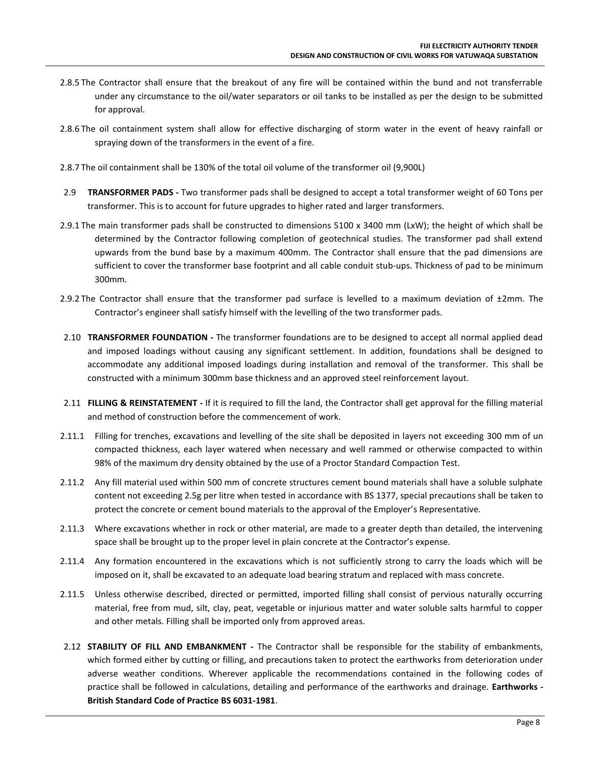2.8.5 The Contractor shall ensure that the breakout of any fire will be contained within the bund and not transferrable under any circumstance to the oil/water separators or oil tanks to be installed as per the design to be submitted for approval.

2.8.6 The oil containment system shall allow for effective discharging of storm water in the event of heavy rainfall or spraying down of the transformers in the event of a fire.

2.8.7 The oil containment shall be 130% of the total oil volume of the transformer oil (9,900L)

2.9 **TRANSFORMER PADS -** Two transformer pads shall be designed to accept a total transformer weight of 60 Tons per transformer. This is to account for future upgrades to higher rated and larger transformers.

2.9.1 The main transformer pads shall be constructed to dimensions 5100 x 3400 mm (LxW); the height of which shall be determined by the Contractor following completion of geotechnical studies. The transformer pad shall extend upwards from the bund base by a maximum 400mm. The Contractor shall ensure that the pad dimensions are sufficient to cover the transformer base footprint and all cable conduit stub-ups. Thickness of pad to be minimum 300mm.

2.9.2 The Contractor shall ensure that the transformer pad surface is levelled to a maximum deviation of ±2mm. The Contractor's engineer shall satisfy himself with the levelling of the two transformer pads.

2.10 **TRANSFORMER FOUNDATION -** The transformer foundations are to be designed to accept all normal applied dead and imposed loadings without causing any significant settlement. In addition, foundations shall be designed to accommodate any additional imposed loadings during installation and removal of the transformer. This shall be constructed with a minimum 300mm base thickness and an approved steel reinforcement layout.

2.11 **FILLING & REINSTATEMENT -** If it is required to fill the land, the Contractor shall get approval for the filling material and method of construction before the commencement of work.

2.11.1 Filling for trenches, excavations and levelling of the site shall be deposited in layers not exceeding 300 mm of un compacted thickness, each layer watered when necessary and well rammed or otherwise compacted to within 98% of the maximum dry density obtained by the use of a Proctor Standard Compaction Test.

2.11.2 Any fill material used within 500 mm of concrete structures cement bound materials shall have a soluble sulphate content not exceeding 2.5g per litre when tested in accordance with BS 1377, special precautions shall be taken to protect the concrete or cement bound materials to the approval of the Employer's Representative.

2.11.3 Where excavations whether in rock or other material, are made to a greater depth than detailed, the intervening space shall be brought up to the proper level in plain concrete at the Contractor's expense.

2.11.4 Any formation encountered in the excavations which is not sufficiently strong to carry the loads which will be imposed on it, shall be excavated to an adequate load bearing stratum and replaced with mass concrete.

2.11.5 Unless otherwise described, directed or permitted, imported filling shall consist of pervious naturally occurring material, free from mud, silt, clay, peat, vegetable or injurious matter and water soluble salts harmful to copper and other metals. Filling shall be imported only from approved areas.

2.12 **STABILITY OF FILL AND EMBANKMENT -** The Contractor shall be responsible for the stability of embankments, which formed either by cutting or filling, and precautions taken to protect the earthworks from deterioration under adverse weather conditions. Wherever applicable the recommendations contained in the following codes of practice shall be followed in calculations, detailing and performance of the earthworks and drainage. **Earthworks - British Standard Code of Practice BS 6031-1981**.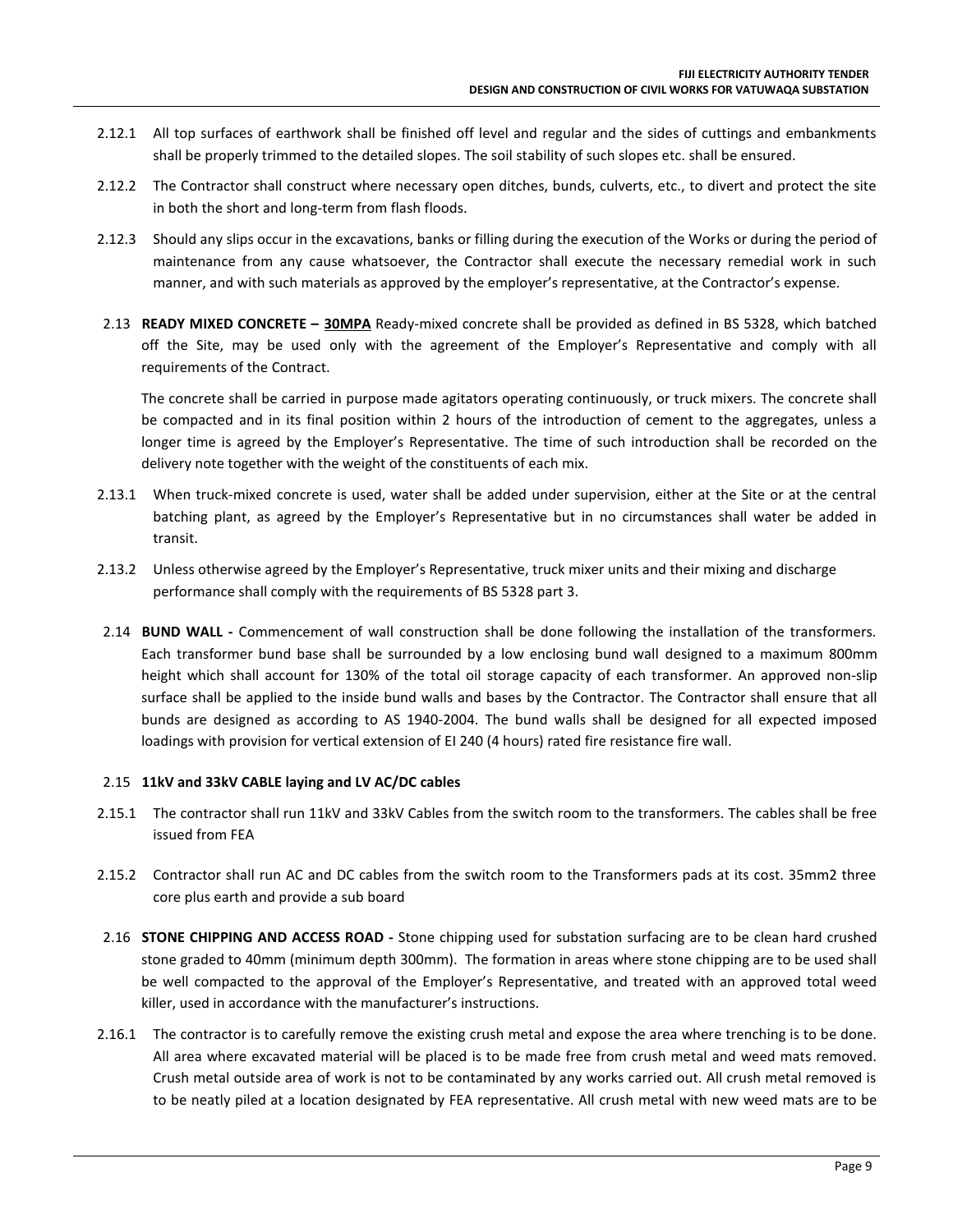2.12.1 All top surfaces of earthwork shall be finished off level and regular and the sides of cuttings and embankments shall be properly trimmed to the detailed slopes. The soil stability of such slopes etc. shall be ensured.

2.12.2 The Contractor shall construct where necessary open ditches, bunds, culverts, etc., to divert and protect the site in both the short and long-term from flash floods.

2.12.3 Should any slips occur in the excavations, banks or filling during the execution of the Works or during the period of maintenance from any cause whatsoever, the Contractor shall execute the necessary remedial work in such manner, and with such materials as approved by the employer's representative, at the Contractor's expense.

2.13 **READY MIXED CONCRETE – <u>30MPA</u>** Ready-mixed concrete shall be provided as defined in BS 5328, which batched off the Site, may be used only with the agreement of the Employer's Representative and comply with all requirements of the Contract.

The concrete shall be carried in purpose made agitators operating continuously, or truck mixers. The concrete shall be compacted and in its final position within 2 hours of the introduction of cement to the aggregates, unless a longer time is agreed by the Employer's Representative. The time of such introduction shall be recorded on the delivery note together with the weight of the constituents of each mix.

2.13.1 When truck-mixed concrete is used, water shall be added under supervision, either at the Site or at the central batching plant, as agreed by the Employer's Representative but in no circumstances shall water be added in transit.

2.13.2 Unless otherwise agreed by the Employer's Representative, truck mixer units and their mixing and discharge performance shall comply with the requirements of BS 5328 part 3.

2.14 **BUND WALL -** Commencement of wall construction shall be done following the installation of the transformers. Each transformer bund base shall be surrounded by a low enclosing bund wall designed to a maximum 800mm height which shall account for 130% of the total oil storage capacity of each transformer. An approved non-slip surface shall be applied to the inside bund walls and bases by the Contractor. The Contractor shall ensure that all bunds are designed as according to AS 1940-2004. The bund walls shall be designed for all expected imposed loadings with provision for vertical extension of EI 240 (4 hours) rated fire resistance fire wall.

2.15 **11kV and 33kV CABLE laying and LV AC/DC cables**

2.15.1 The contractor shall run 11kV and 33kV Cables from the switch room to the transformers. The cables shall be free issued from FEA

2.15.2 Contractor shall run AC and DC cables from the switch room to the Transformers pads at its cost. 35mm2 three core plus earth and provide a sub board

2.16 **STONE CHIPPING AND ACCESS ROAD -** Stone chipping used for substation surfacing are to be clean hard crushed stone graded to 40mm (minimum depth 300mm). The formation in areas where stone chipping are to be used shall be well compacted to the approval of the Employer's Representative, and treated with an approved total weed killer, used in accordance with the manufacturer's instructions.

2.16.1 The contractor is to carefully remove the existing crush metal and expose the area where trenching is to be done. All area where excavated material will be placed is to be made free from crush metal and weed mats removed. Crush metal outside area of work is not to be contaminated by any works carried out. All crush metal removed is to be neatly piled at a location designated by FEA representative. All crush metal with new weed mats are to be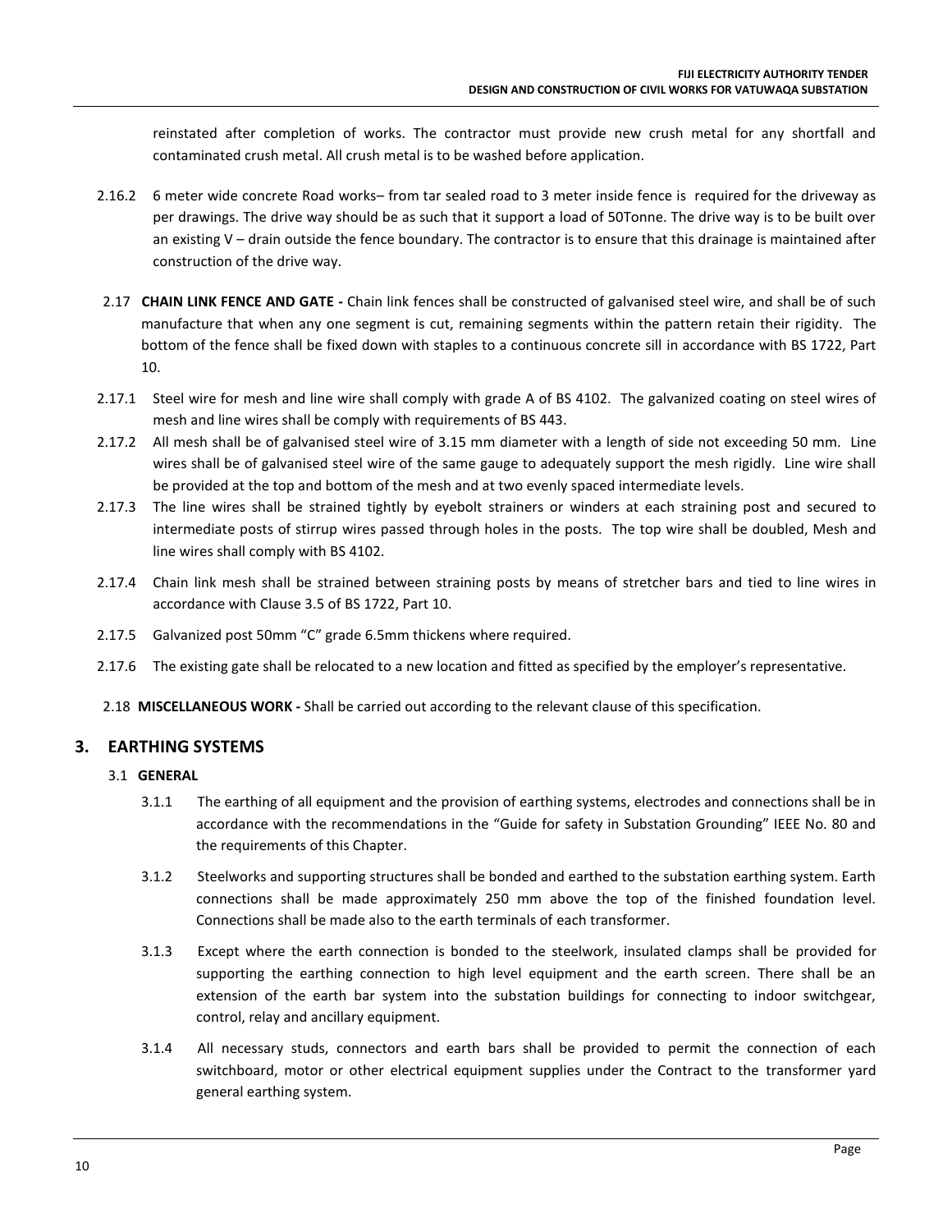reinstated after completion of works. The contractor must provide new crush metal for any shortfall and contaminated crush metal. All crush metal is to be washed before application.

2.16.2 6 meter wide concrete Road works– from tar sealed road to 3 meter inside fence is required for the driveway as per drawings. The drive way should be as such that it support a load of 50Tonne. The drive way is to be built over an existing V – drain outside the fence boundary. The contractor is to ensure that this drainage is maintained after construction of the drive way.

2.17 **CHAIN LINK FENCE AND GATE -** Chain link fences shall be constructed of galvanised steel wire, and shall be of such manufacture that when any one segment is cut, remaining segments within the pattern retain their rigidity. The bottom of the fence shall be fixed down with staples to a continuous concrete sill in accordance with BS 1722, Part 10.

2.17.1 Steel wire for mesh and line wire shall comply with grade A of BS 4102. The galvanized coating on steel wires of mesh and line wires shall be comply with requirements of BS 443.

2.17.2 All mesh shall be of galvanised steel wire of 3.15 mm diameter with a length of side not exceeding 50 mm. Line wires shall be of galvanised steel wire of the same gauge to adequately support the mesh rigidly. Line wire shall be provided at the top and bottom of the mesh and at two evenly spaced intermediate levels.

2.17.3 The line wires shall be strained tightly by eyebolt strainers or winders at each straining post and secured to intermediate posts of stirrup wires passed through holes in the posts. The top wire shall be doubled, Mesh and line wires shall comply with BS 4102.

2.17.4 Chain link mesh shall be strained between straining posts by means of stretcher bars and tied to line wires in accordance with Clause 3.5 of BS 1722, Part 10.

2.17.5 Galvanized post 50mm "C" grade 6.5mm thickens where required.

2.17.6 The existing gate shall be relocated to a new location and fitted as specified by the employer's representative.

2.18 **MISCELLANEOUS WORK -** Shall be carried out according to the relevant clause of this specification.

## 3. EARTHING SYSTEMS

### 3.1 GENERAL

3.1.1 The earthing of all equipment and the provision of earthing systems, electrodes and connections shall be in accordance with the recommendations in the "Guide for safety in Substation Grounding" IEEE No. 80 and the requirements of this Chapter.

3.1.2 Steelworks and supporting structures shall be bonded and earthed to the substation earthing system. Earth connections shall be made approximately 250 mm above the top of the finished foundation level. Connections shall be made also to the earth terminals of each transformer.

3.1.3 Except where the earth connection is bonded to the steelwork, insulated clamps shall be provided for supporting the earthing connection to high level equipment and the earth screen. There shall be an extension of the earth bar system into the substation buildings for connecting to indoor switchgear, control, relay and ancillary equipment.

3.1.4 All necessary studs, connectors and earth bars shall be provided to permit the connection of each switchboard, motor or other electrical equipment supplies under the Contract to the transformer yard general earthing system.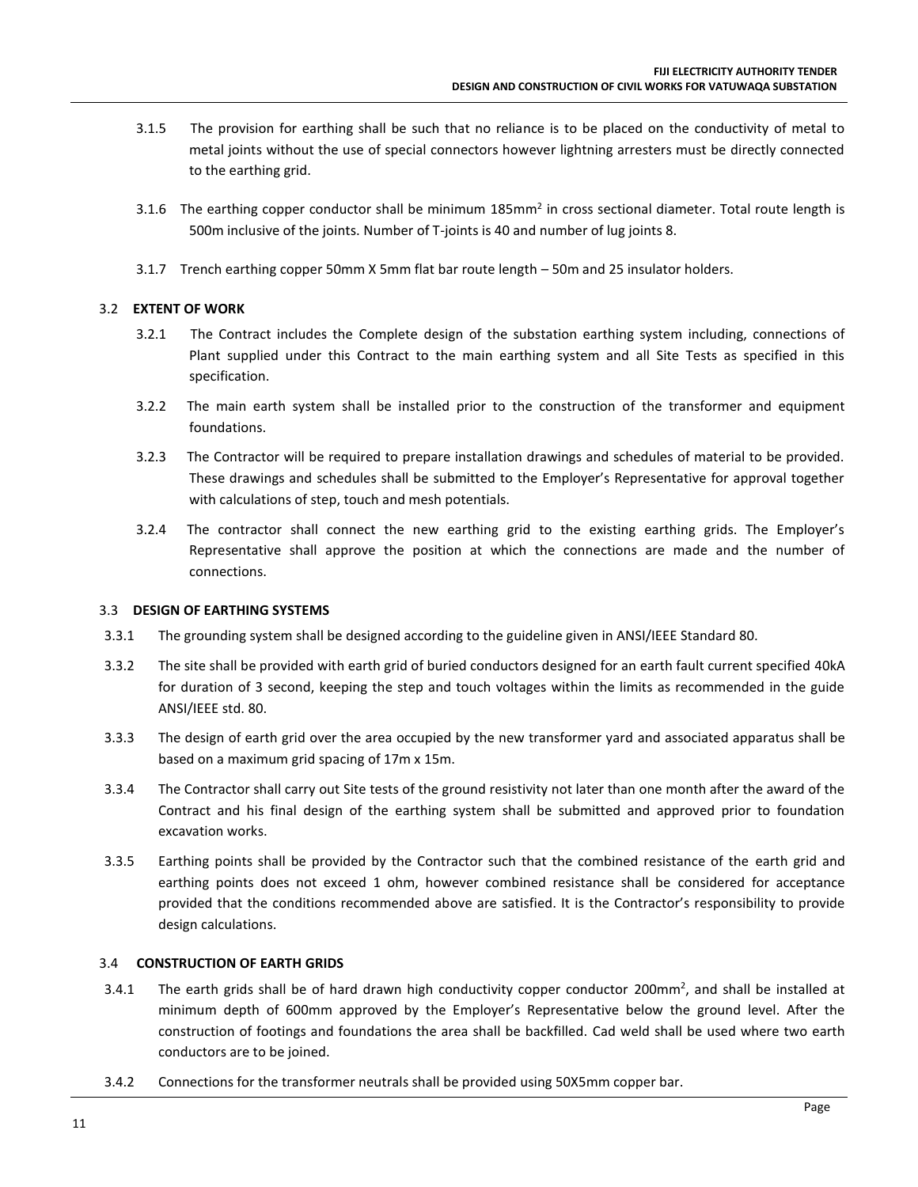3.1.5 The provision for earthing shall be such that no reliance is to be placed on the conductivity of metal to metal joints without the use of special connectors however lightning arresters must be directly connected to the earthing grid.

3.1.6 The earthing copper conductor shall be minimum 185mm$^2$ in cross sectional diameter. Total route length is 500m inclusive of the joints. Number of T-joints is 40 and number of lug joints 8.

3.1.7 Trench earthing copper 50mm X 5mm flat bar route length – 50m and 25 insulator holders.

### 3.2 EXTENT OF WORK

3.2.1 The Contract includes the Complete design of the substation earthing system including, connections of Plant supplied under this Contract to the main earthing system and all Site Tests as specified in this specification.

3.2.2 The main earth system shall be installed prior to the construction of the transformer and equipment foundations.

3.2.3 The Contractor will be required to prepare installation drawings and schedules of material to be provided. These drawings and schedules shall be submitted to the Employer's Representative for approval together with calculations of step, touch and mesh potentials.

3.2.4 The contractor shall connect the new earthing grid to the existing earthing grids. The Employer's Representative shall approve the position at which the connections are made and the number of connections.

### 3.3 DESIGN OF EARTHING SYSTEMS

3.3.1 The grounding system shall be designed according to the guideline given in ANSI/IEEE Standard 80.

3.3.2 The site shall be provided with earth grid of buried conductors designed for an earth fault current specified 40kA for duration of 3 second, keeping the step and touch voltages within the limits as recommended in the guide ANSI/IEEE std. 80.

3.3.3 The design of earth grid over the area occupied by the new transformer yard and associated apparatus shall be based on a maximum grid spacing of 17m x 15m.

3.3.4 The Contractor shall carry out Site tests of the ground resistivity not later than one month after the award of the Contract and his final design of the earthing system shall be submitted and approved prior to foundation excavation works.

3.3.5 Earthing points shall be provided by the Contractor such that the combined resistance of the earth grid and earthing points does not exceed 1 ohm, however combined resistance shall be considered for acceptance provided that the conditions recommended above are satisfied. It is the Contractor's responsibility to provide design calculations.

### 3.4 CONSTRUCTION OF EARTH GRIDS

3.4.1 The earth grids shall be of hard drawn high conductivity copper conductor 200mm$^2$, and shall be installed at minimum depth of 600mm approved by the Employer's Representative below the ground level. After the construction of footings and foundations the area shall be backfilled. Cad weld shall be used where two earth conductors are to be joined.

3.4.2 Connections for the transformer neutrals shall be provided using 50X5mm copper bar.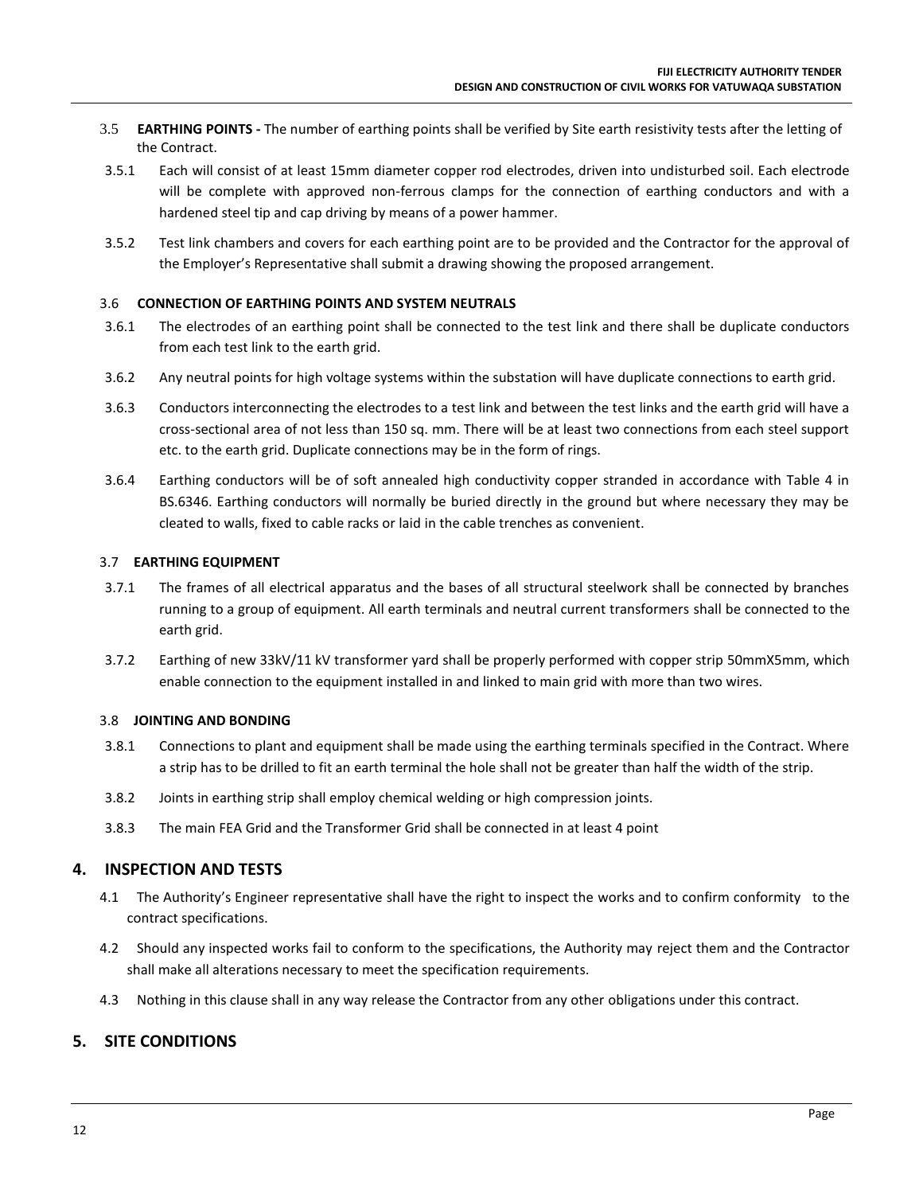3.5 **EARTHING POINTS -** The number of earthing points shall be verified by Site earth resistivity tests after the letting of the Contract.

3.5.1 Each will consist of at least 15mm diameter copper rod electrodes, driven into undisturbed soil. Each electrode will be complete with approved non-ferrous clamps for the connection of earthing conductors and with a hardened steel tip and cap driving by means of a power hammer.

3.5.2 Test link chambers and covers for each earthing point are to be provided and the Contractor for the approval of the Employer's Representative shall submit a drawing showing the proposed arrangement.

### 3.6 CONNECTION OF EARTHING POINTS AND SYSTEM NEUTRALS

3.6.1 The electrodes of an earthing point shall be connected to the test link and there shall be duplicate conductors from each test link to the earth grid.

3.6.2 Any neutral points for high voltage systems within the substation will have duplicate connections to earth grid.

3.6.3 Conductors interconnecting the electrodes to a test link and between the test links and the earth grid will have a cross-sectional area of not less than 150 sq. mm. There will be at least two connections from each steel support etc. to the earth grid. Duplicate connections may be in the form of rings.

3.6.4 Earthing conductors will be of soft annealed high conductivity copper stranded in accordance with Table 4 in BS.6346. Earthing conductors will normally be buried directly in the ground but where necessary they may be cleated to walls, fixed to cable racks or laid in the cable trenches as convenient.

### 3.7 EARTHING EQUIPMENT

3.7.1 The frames of all electrical apparatus and the bases of all structural steelwork shall be connected by branches running to a group of equipment. All earth terminals and neutral current transformers shall be connected to the earth grid.

3.7.2 Earthing of new 33kV/11 kV transformer yard shall be properly performed with copper strip 50mmX5mm, which enable connection to the equipment installed in and linked to main grid with more than two wires.

### 3.8 JOINTING AND BONDING

3.8.1 Connections to plant and equipment shall be made using the earthing terminals specified in the Contract. Where a strip has to be drilled to fit an earth terminal the hole shall not be greater than half the width of the strip.

3.8.2 Joints in earthing strip shall employ chemical welding or high compression joints.

3.8.3 The main FEA Grid and the Transformer Grid shall be connected in at least 4 point

## 4. INSPECTION AND TESTS

4.1 The Authority's Engineer representative shall have the right to inspect the works and to confirm conformity to the contract specifications.

4.2 Should any inspected works fail to conform to the specifications, the Authority may reject them and the Contractor shall make all alterations necessary to meet the specification requirements.

4.3 Nothing in this clause shall in any way release the Contractor from any other obligations under this contract.

## 5. SITE CONDITIONS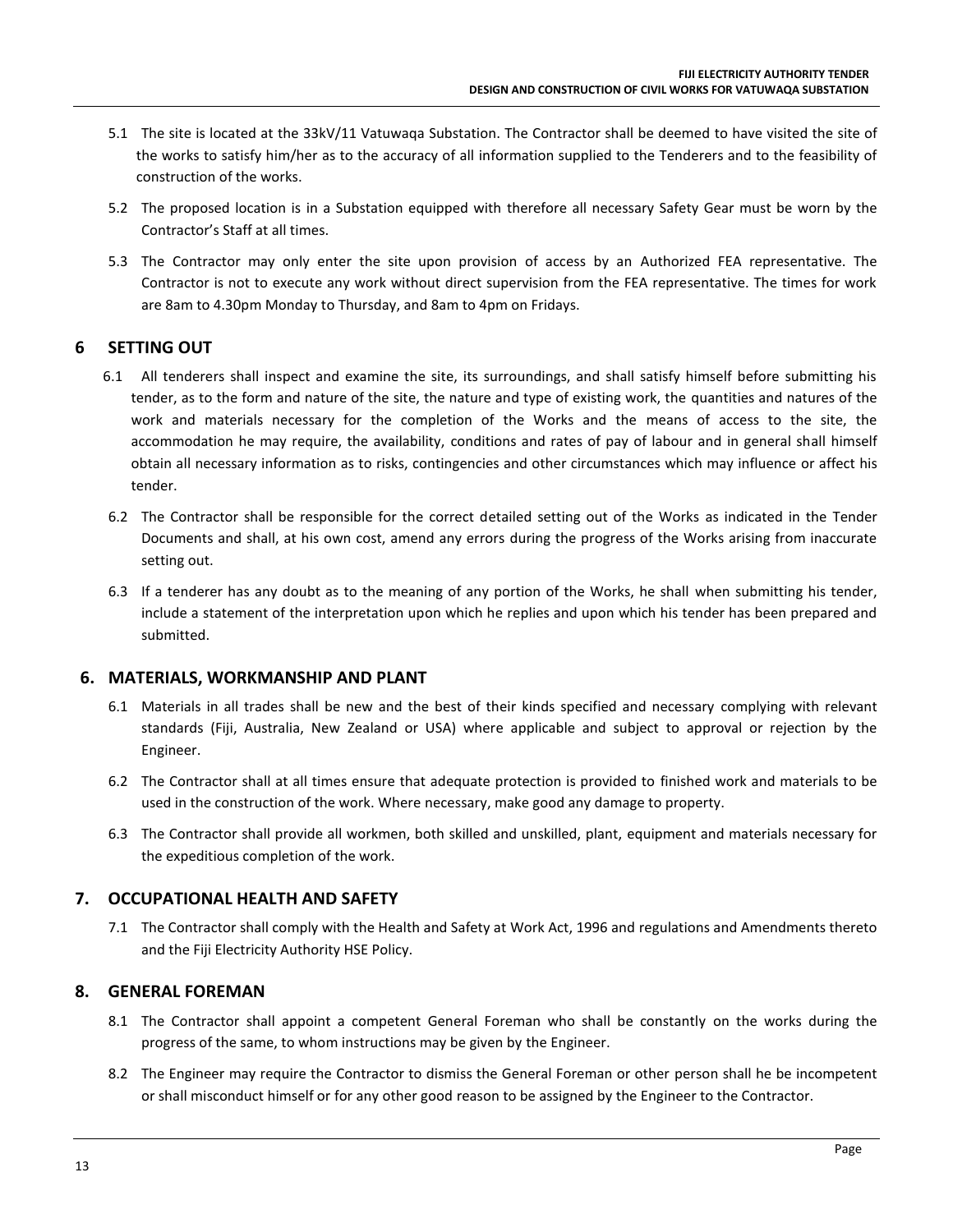5.1 The site is located at the 33kV/11 Vatuwaqa Substation. The Contractor shall be deemed to have visited the site of the works to satisfy him/her as to the accuracy of all information supplied to the Tenderers and to the feasibility of construction of the works.

5.2 The proposed location is in a Substation equipped with therefore all necessary Safety Gear must be worn by the Contractor's Staff at all times.

5.3 The Contractor may only enter the site upon provision of access by an Authorized FEA representative. The Contractor is not to execute any work without direct supervision from the FEA representative. The times for work are 8am to 4.30pm Monday to Thursday, and 8am to 4pm on Fridays.

## 6 SETTING OUT

6.1 All tenderers shall inspect and examine the site, its surroundings, and shall satisfy himself before submitting his tender, as to the form and nature of the site, the nature and type of existing work, the quantities and natures of the work and materials necessary for the completion of the Works and the means of access to the site, the accommodation he may require, the availability, conditions and rates of pay of labour and in general shall himself obtain all necessary information as to risks, contingencies and other circumstances which may influence or affect his tender.

6.2 The Contractor shall be responsible for the correct detailed setting out of the Works as indicated in the Tender Documents and shall, at his own cost, amend any errors during the progress of the Works arising from inaccurate setting out.

6.3 If a tenderer has any doubt as to the meaning of any portion of the Works, he shall when submitting his tender, include a statement of the interpretation upon which he replies and upon which his tender has been prepared and submitted.

## 6. MATERIALS, WORKMANSHIP AND PLANT

6.1 Materials in all trades shall be new and the best of their kinds specified and necessary complying with relevant standards (Fiji, Australia, New Zealand or USA) where applicable and subject to approval or rejection by the Engineer.

6.2 The Contractor shall at all times ensure that adequate protection is provided to finished work and materials to be used in the construction of the work. Where necessary, make good any damage to property.

6.3 The Contractor shall provide all workmen, both skilled and unskilled, plant, equipment and materials necessary for the expeditious completion of the work.

## 7. OCCUPATIONAL HEALTH AND SAFETY

7.1 The Contractor shall comply with the Health and Safety at Work Act, 1996 and regulations and Amendments thereto and the Fiji Electricity Authority HSE Policy.

## 8. GENERAL FOREMAN

8.1 The Contractor shall appoint a competent General Foreman who shall be constantly on the works during the progress of the same, to whom instructions may be given by the Engineer.

8.2 The Engineer may require the Contractor to dismiss the General Foreman or other person shall he be incompetent or shall misconduct himself or for any other good reason to be assigned by the Engineer to the Contractor.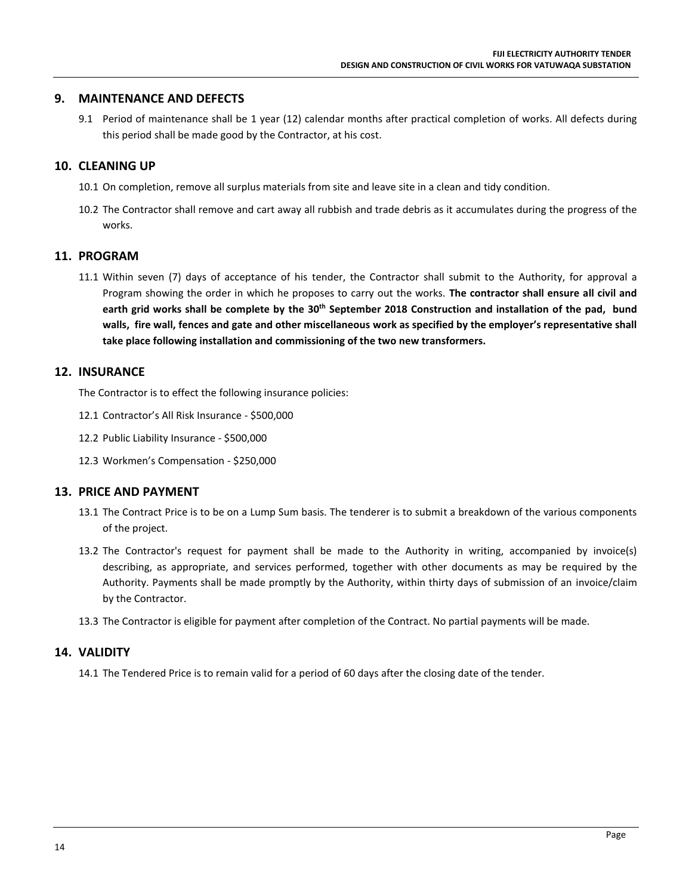## 9. MAINTENANCE AND DEFECTS

9.1 Period of maintenance shall be 1 year (12) calendar months after practical completion of works. All defects during this period shall be made good by the Contractor, at his cost.

## 10. CLEANING UP

10.1 On completion, remove all surplus materials from site and leave site in a clean and tidy condition.

10.2 The Contractor shall remove and cart away all rubbish and trade debris as it accumulates during the progress of the works.

## 11. PROGRAM

11.1 Within seven (7) days of acceptance of his tender, the Contractor shall submit to the Authority, for approval a Program showing the order in which he proposes to carry out the works. **The contractor shall ensure all civil and earth grid works shall be complete by the 30th September 2018 Construction and installation of the pad, bund walls, fire wall, fences and gate and other miscellaneous work as specified by the employer's representative shall take place following installation and commissioning of the two new transformers.**

## 12. INSURANCE

The Contractor is to effect the following insurance policies:

12.1 Contractor's All Risk Insurance - $500,000

12.2 Public Liability Insurance - $500,000

12.3 Workmen's Compensation - $250,000

## 13. PRICE AND PAYMENT

13.1 The Contract Price is to be on a Lump Sum basis. The tenderer is to submit a breakdown of the various components of the project.

13.2 The Contractor's request for payment shall be made to the Authority in writing, accompanied by invoice(s) describing, as appropriate, and services performed, together with other documents as may be required by the Authority. Payments shall be made promptly by the Authority, within thirty days of submission of an invoice/claim by the Contractor.

13.3 The Contractor is eligible for payment after completion of the Contract. No partial payments will be made.

## 14. VALIDITY

14.1 The Tendered Price is to remain valid for a period of 60 days after the closing date of the tender.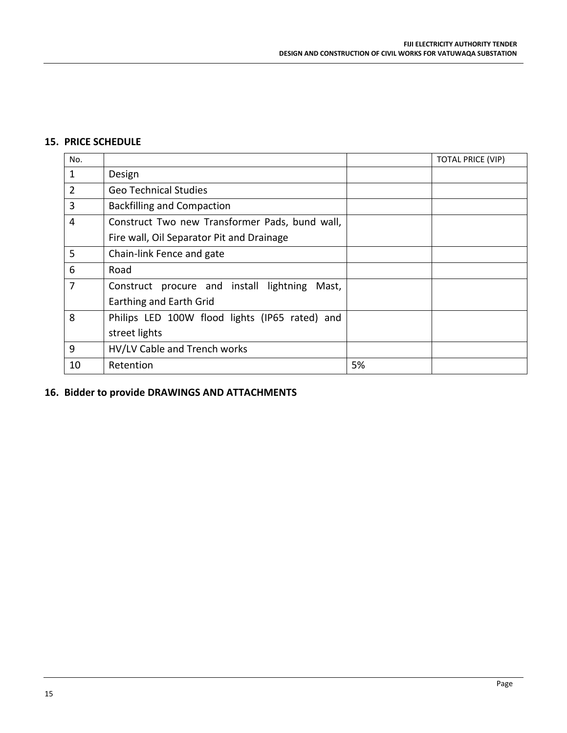## 15. PRICE SCHEDULE

| No. | | | TOTAL PRICE (VIP) |
|---|---|---|---|
| 1 | Design | | |
| 2 | Geo Technical Studies | | |
| 3 | Backfilling and Compaction | | |
| 4 | Construct Two new Transformer Pads, bund wall, Fire wall, Oil Separator Pit and Drainage | | |
| 5 | Chain-link Fence and gate | | |
| 6 | Road | | |
| 7 | Construct procure and install lightning Mast, Earthing and Earth Grid | | |
| 8 | Philips LED 100W flood lights (IP65 rated) and street lights | | |
| 9 | HV/LV Cable and Trench works | | |
| 10 | Retention | 5% | |

## 16. Bidder to provide DRAWINGS AND ATTACHMENTS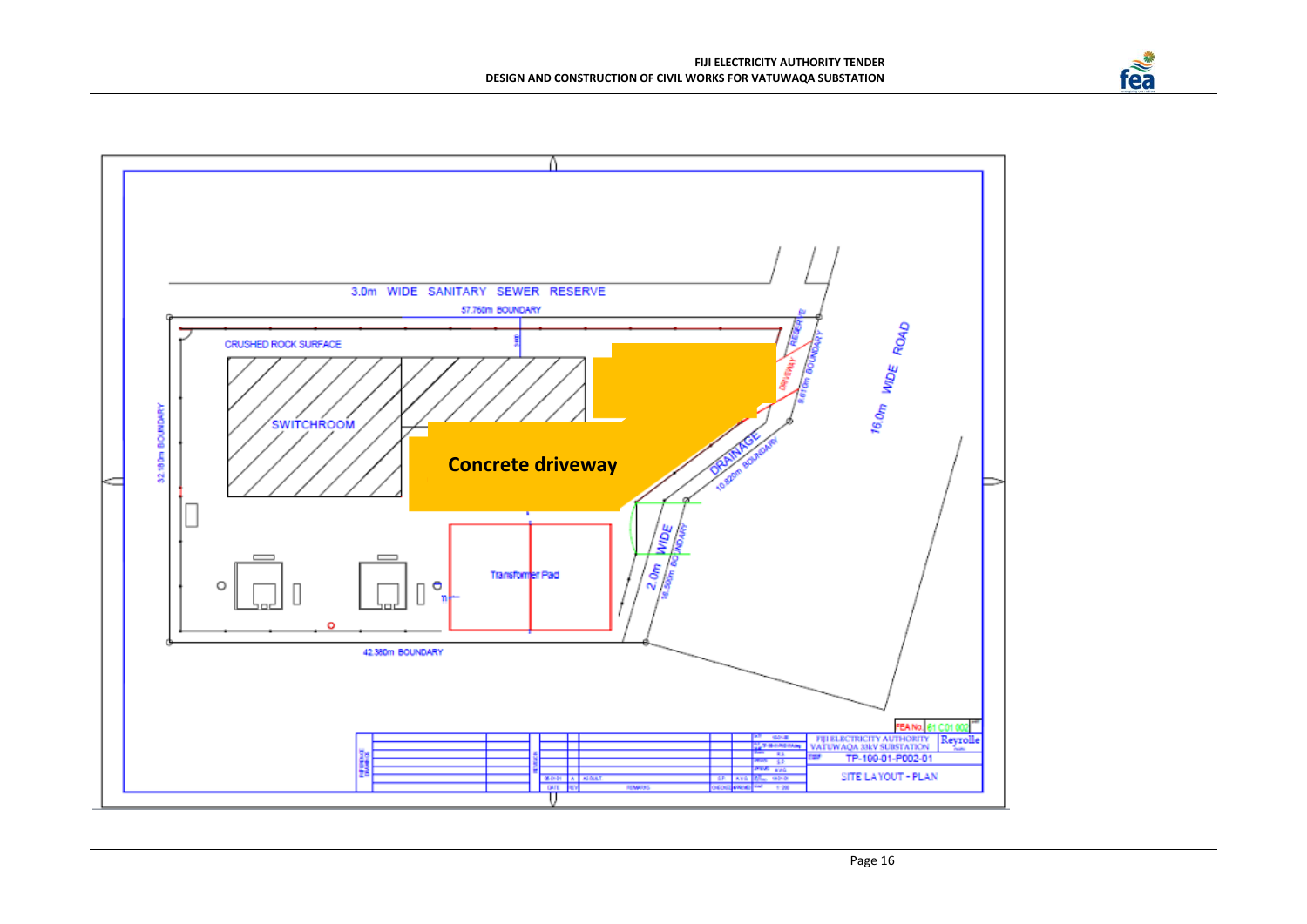3.0m WIDE SANITARY SEWER RESERVE

57.760m BOUNDARY

CRUSHED ROCK SURFACE

SWITCHROOM

Concrete driveway

Transformer Pad

32.180m BOUNDARY

42.380m BOUNDARY

RESERVE

DRIVEWAY

9.610m BOUNDARY

16.0m WIDE ROAD

DRAINAGE

10.820m BOUNDARY

2.0m WIDE

16.500m BOUNDARY

FEA No. 61 C01 002

FIJI ELECTRICITY AUTHORITY
VATUWAQA 33kV SUBSTATION

Reyrolle

TP-199-01-P002-01

SITE LAYOUT - PLAN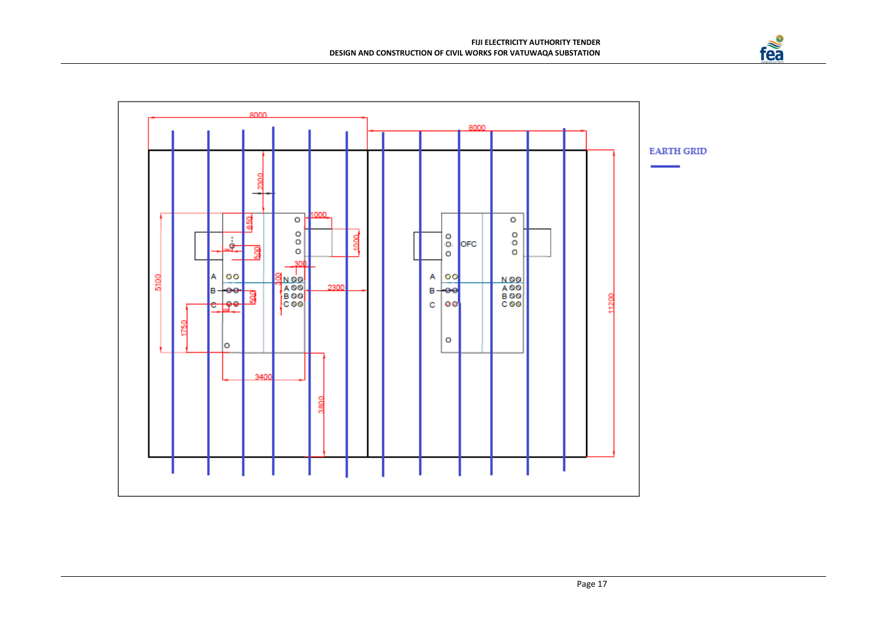EARTH GRID

8000

8000

2300

650

500

1000

1000

300

300

500

5100

1750

2300

3400

3800

11200

A

B

C

N

A

B

C

OFC

A

B

C

N

A

B

C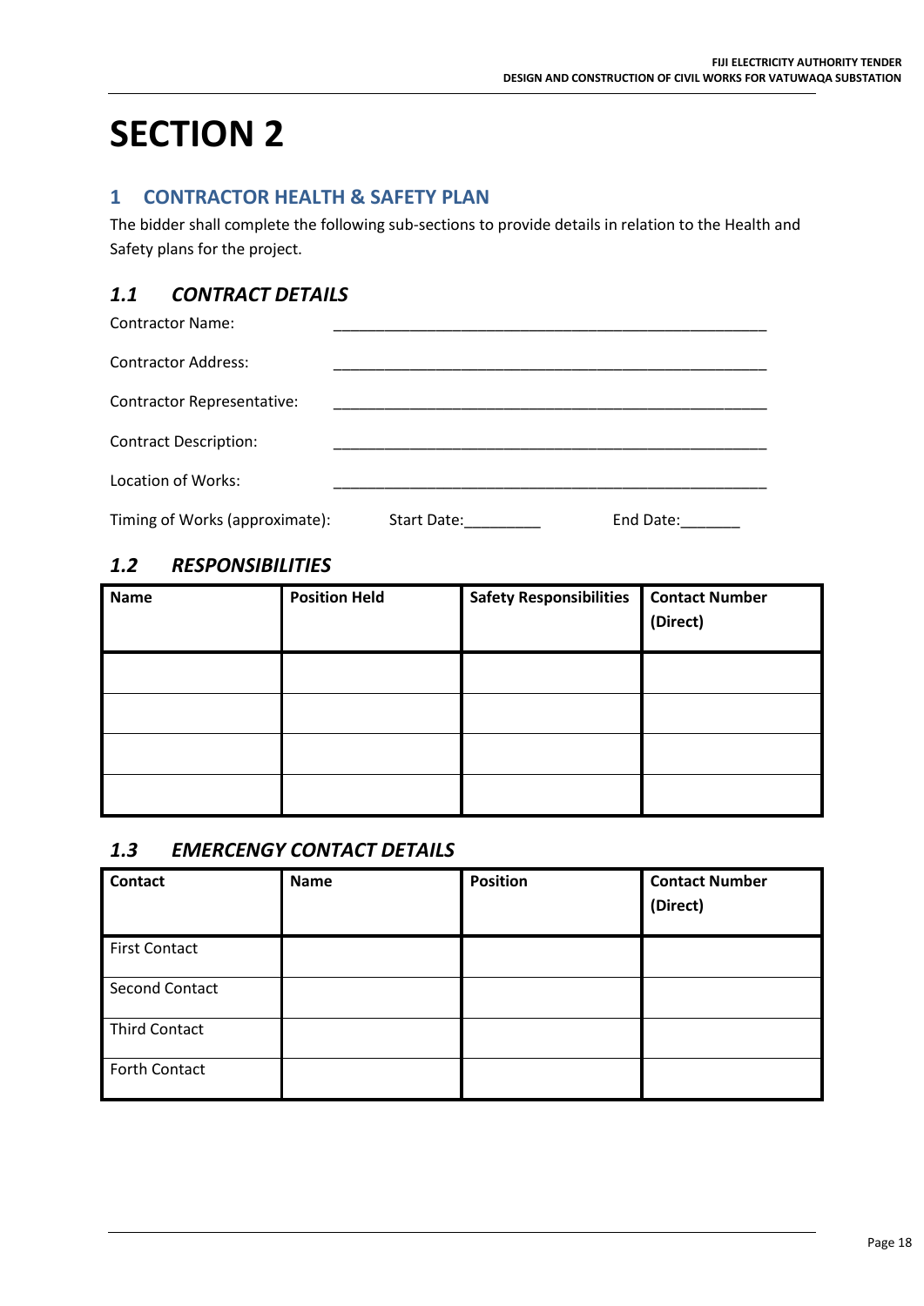# SECTION 2

## 1 CONTRACTOR HEALTH & SAFETY PLAN

The bidder shall complete the following sub-sections to provide details in relation to the Health and Safety plans for the project.

### *1.1 CONTRACT DETAILS*

Contractor Name: ________________________________________________

Contractor Address: ________________________________________________

Contractor Representative: ________________________________________________

Contract Description: ________________________________________________

Location of Works: ________________________________________________

Timing of Works (approximate): Start Date:_________ End Date:_______

### *1.2 RESPONSIBILITIES*

| Name | Position Held | Safety Responsibilities | Contact Number (Direct) |
|---|---|---|---|
| | | | |
| | | | |
| | | | |
| | | | |

### *1.3 EMERCENGY CONTACT DETAILS*

| Contact | Name | Position | Contact Number (Direct) |
|---|---|---|---|
| First Contact | | | |
| Second Contact | | | |
| Third Contact | | | |
| Forth Contact | | | |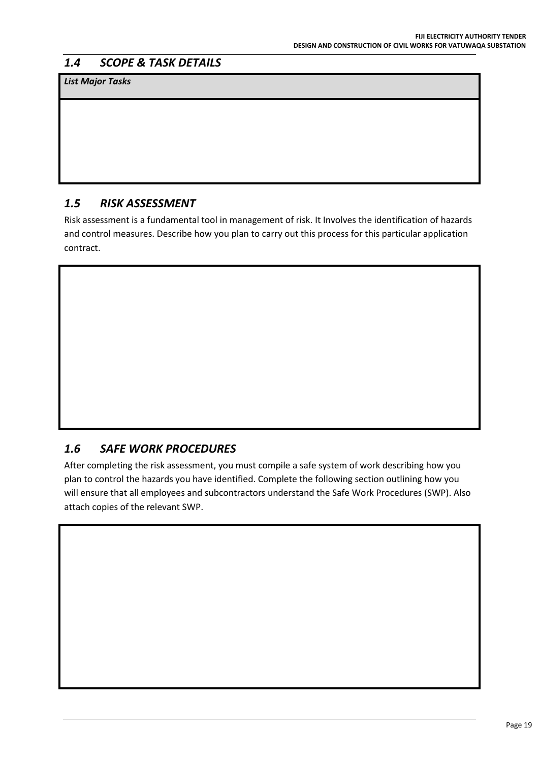## *1.4 SCOPE & TASK DETAILS*

| ***List Major Tasks*** |
| --- |
| |

## *1.5 RISK ASSESSMENT*

Risk assessment is a fundamental tool in management of risk. It Involves the identification of hazards and control measures. Describe how you plan to carry out this process for this particular application contract.

| |
| --- |
| |

## *1.6 SAFE WORK PROCEDURES*

After completing the risk assessment, you must compile a safe system of work describing how you plan to control the hazards you have identified. Complete the following section outlining how you will ensure that all employees and subcontractors understand the Safe Work Procedures (SWP). Also attach copies of the relevant SWP.

| |
| --- |
| |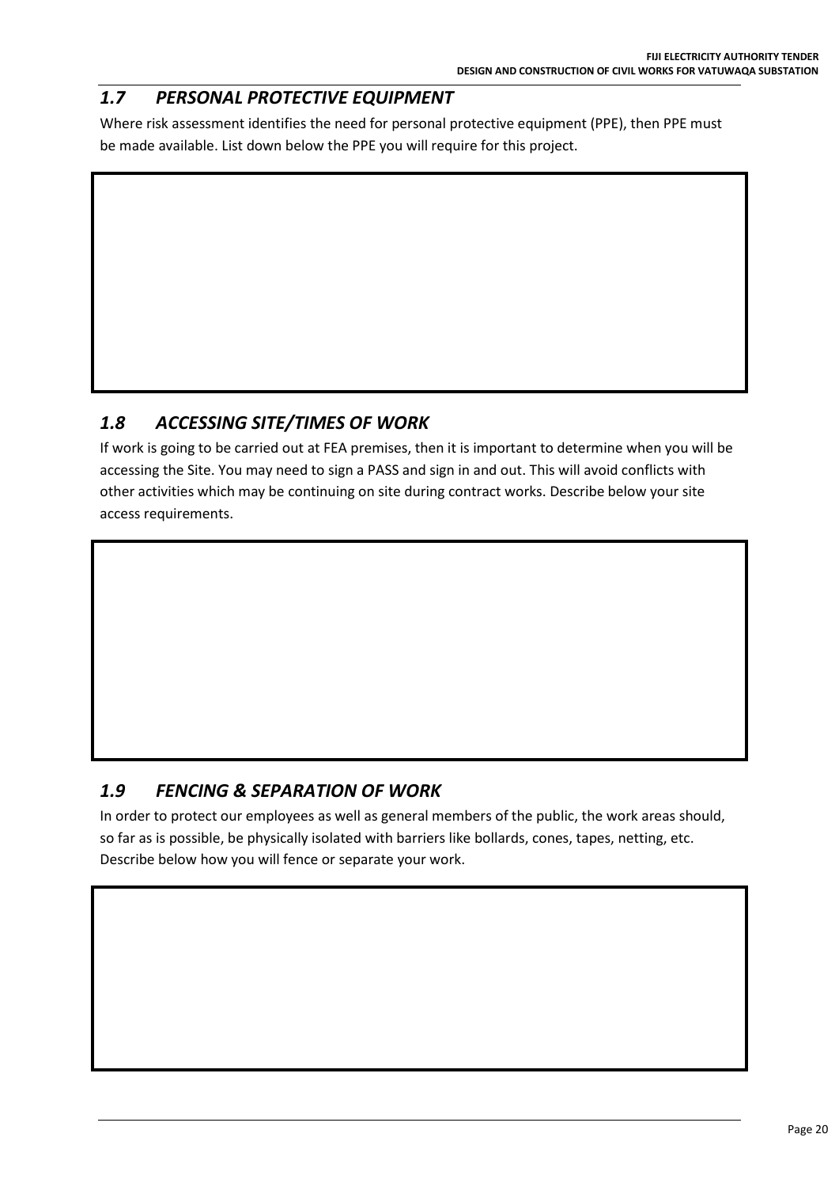## *1.7 PERSONAL PROTECTIVE EQUIPMENT*

Where risk assessment identifies the need for personal protective equipment (PPE), then PPE must be made available. List down below the PPE you will require for this project.

## *1.8 ACCESSING SITE/TIMES OF WORK*

If work is going to be carried out at FEA premises, then it is important to determine when you will be accessing the Site. You may need to sign a PASS and sign in and out. This will avoid conflicts with other activities which may be continuing on site during contract works. Describe below your site access requirements.

## *1.9 FENCING & SEPARATION OF WORK*

In order to protect our employees as well as general members of the public, the work areas should, so far as is possible, be physically isolated with barriers like bollards, cones, tapes, netting, etc. Describe below how you will fence or separate your work.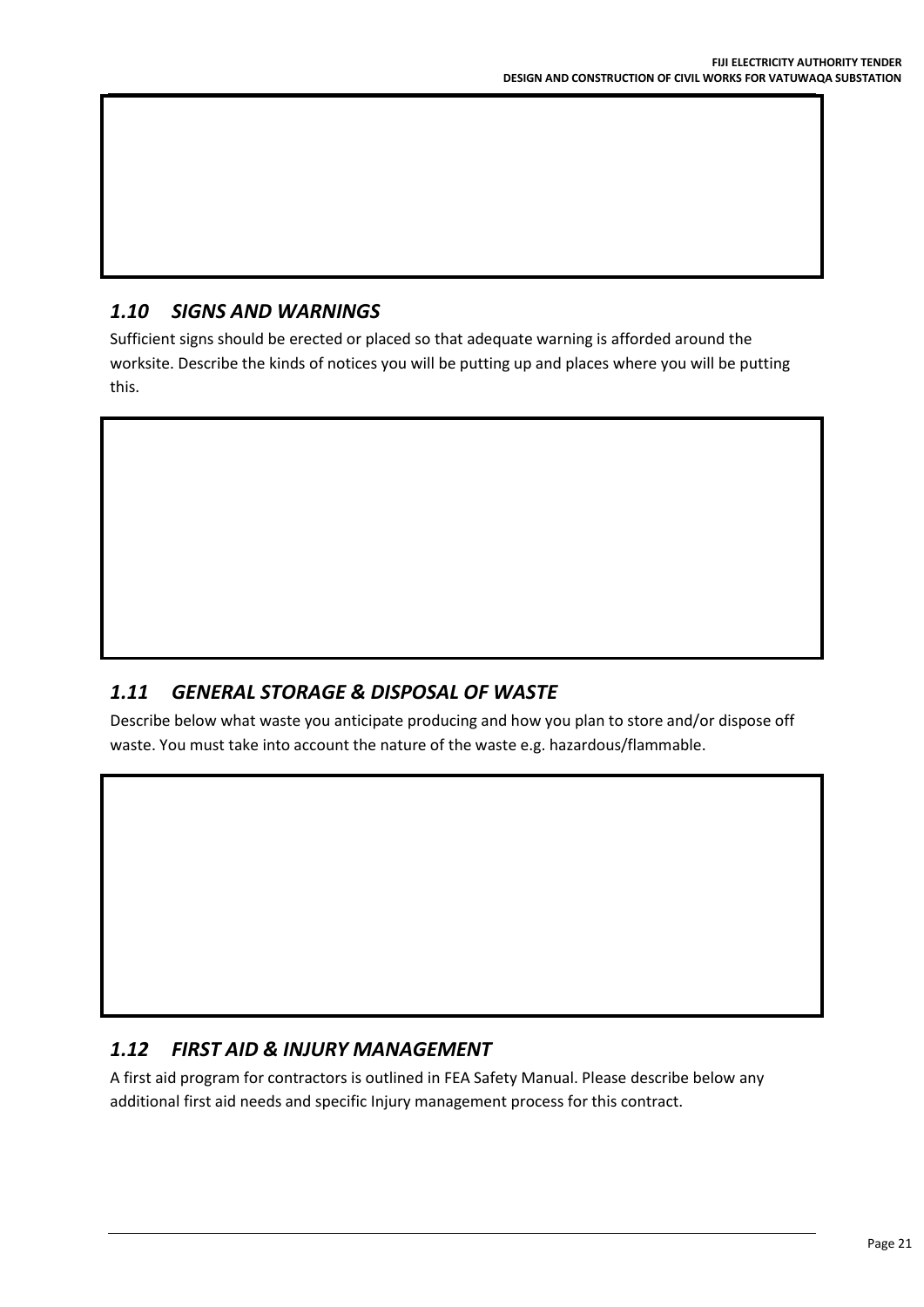### *1.10 SIGNS AND WARNINGS*

Sufficient signs should be erected or placed so that adequate warning is afforded around the worksite. Describe the kinds of notices you will be putting up and places where you will be putting this.

### *1.11 GENERAL STORAGE & DISPOSAL OF WASTE*

Describe below what waste you anticipate producing and how you plan to store and/or dispose off waste. You must take into account the nature of the waste e.g. hazardous/flammable.

### *1.12 FIRST AID & INJURY MANAGEMENT*

A first aid program for contractors is outlined in FEA Safety Manual. Please describe below any additional first aid needs and specific Injury management process for this contract.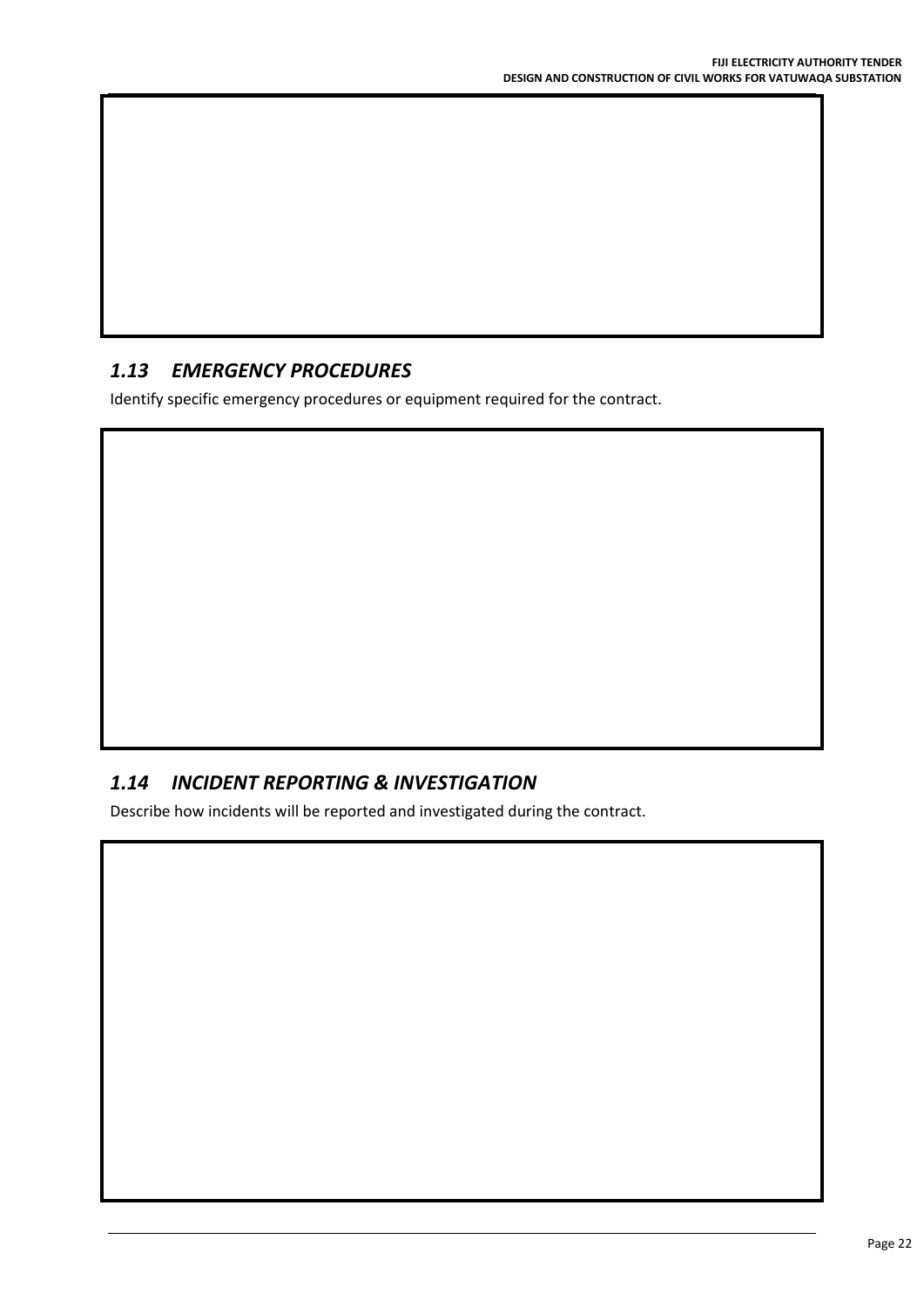## *1.13 EMERGENCY PROCEDURES*

Identify specific emergency procedures or equipment required for the contract.

## *1.14 INCIDENT REPORTING & INVESTIGATION*

Describe how incidents will be reported and investigated during the contract.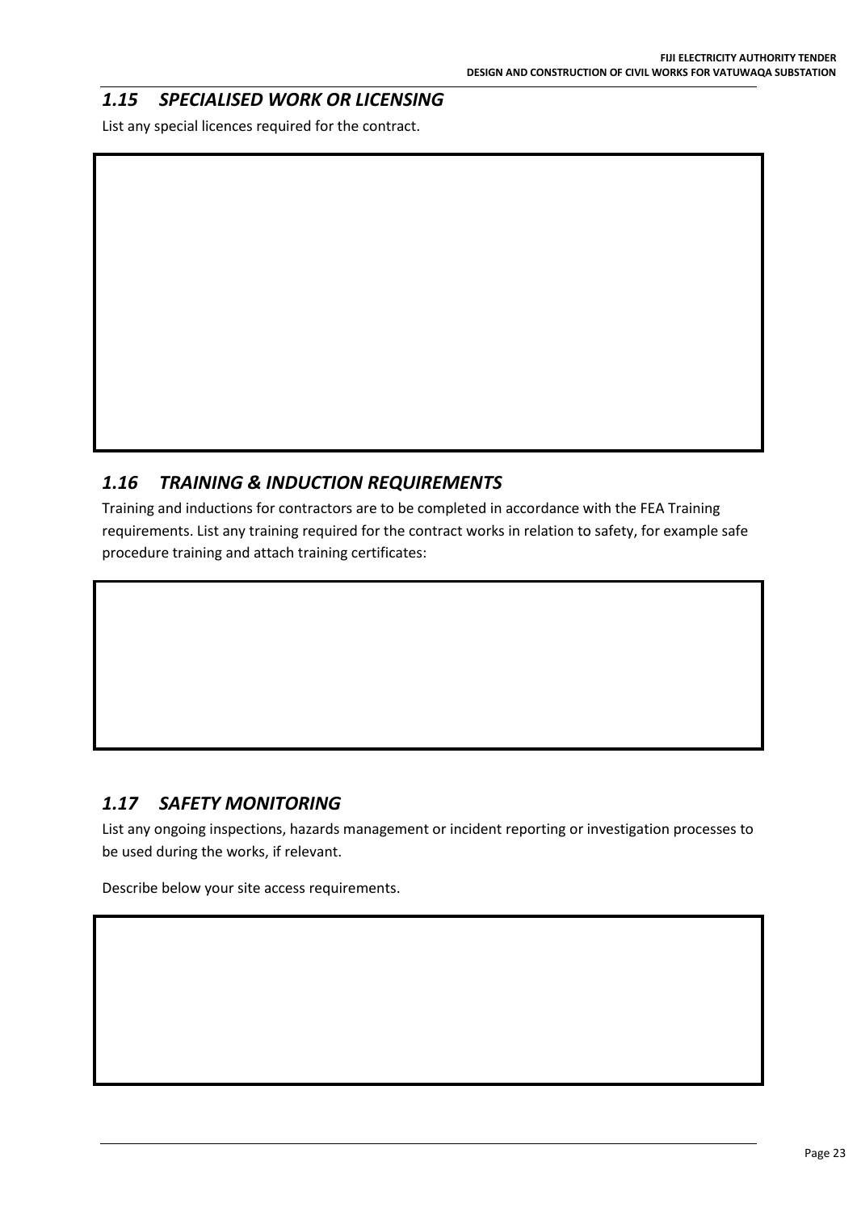## *1.15 SPECIALISED WORK OR LICENSING*

List any special licences required for the contract.

|   |
|---|
|   |

## *1.16 TRAINING & INDUCTION REQUIREMENTS*

Training and inductions for contractors are to be completed in accordance with the FEA Training requirements. List any training required for the contract works in relation to safety, for example safe procedure training and attach training certificates:

|   |
|---|
|   |

## *1.17 SAFETY MONITORING*

List any ongoing inspections, hazards management or incident reporting or investigation processes to be used during the works, if relevant.

Describe below your site access requirements.

|   |
|---|
|   |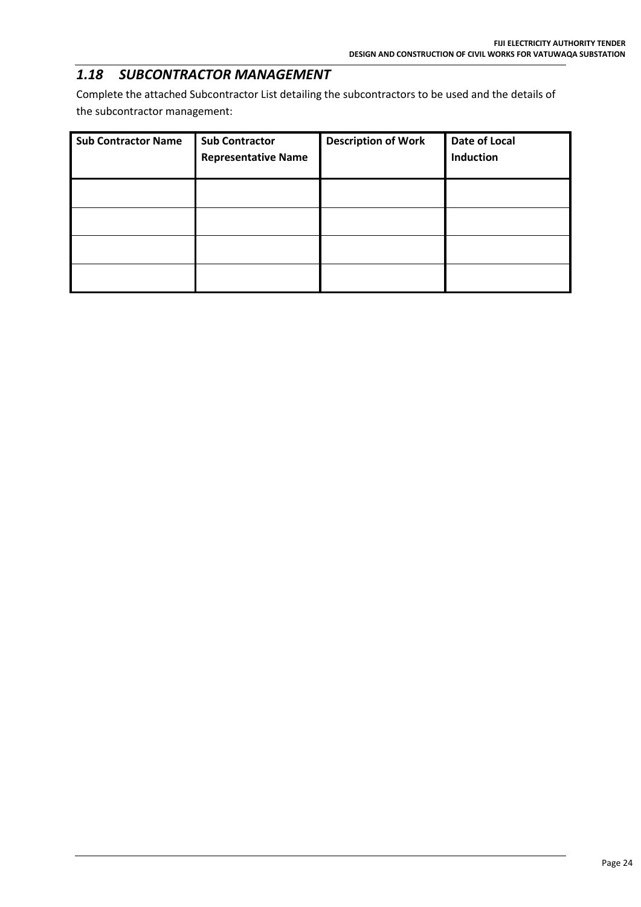## *1.18 SUBCONTRACTOR MANAGEMENT*

Complete the attached Subcontractor List detailing the subcontractors to be used and the details of the subcontractor management:

| Sub Contractor Name | Sub Contractor Representative Name | Description of Work | Date of Local Induction |
|---|---|---|---|
| | | | |
| | | | |
| | | | |
| | | | |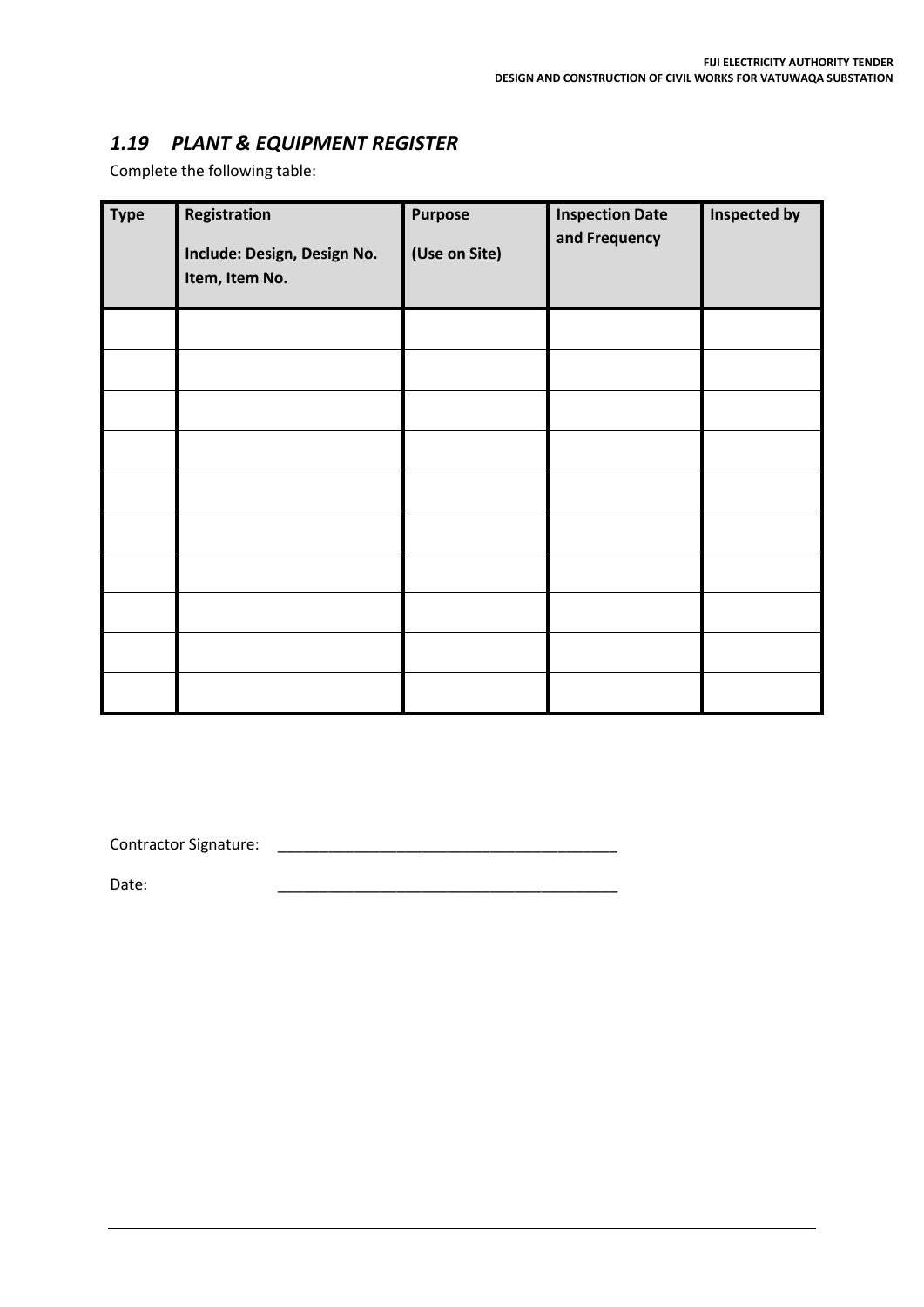## *1.19 PLANT & EQUIPMENT REGISTER*

Complete the following table:

| Type | Registration<br><br>Include: Design, Design No. Item, Item No. | Purpose<br><br>(Use on Site) | Inspection Date and Frequency | Inspected by |
|---|---|---|---|---|
| | | | | |
| | | | | |
| | | | | |
| | | | | |
| | | | | |
| | | | | |
| | | | | |
| | | | | |
| | | | | |
| | | | | |

Contractor Signature: ________________________________________

Date: ________________________________________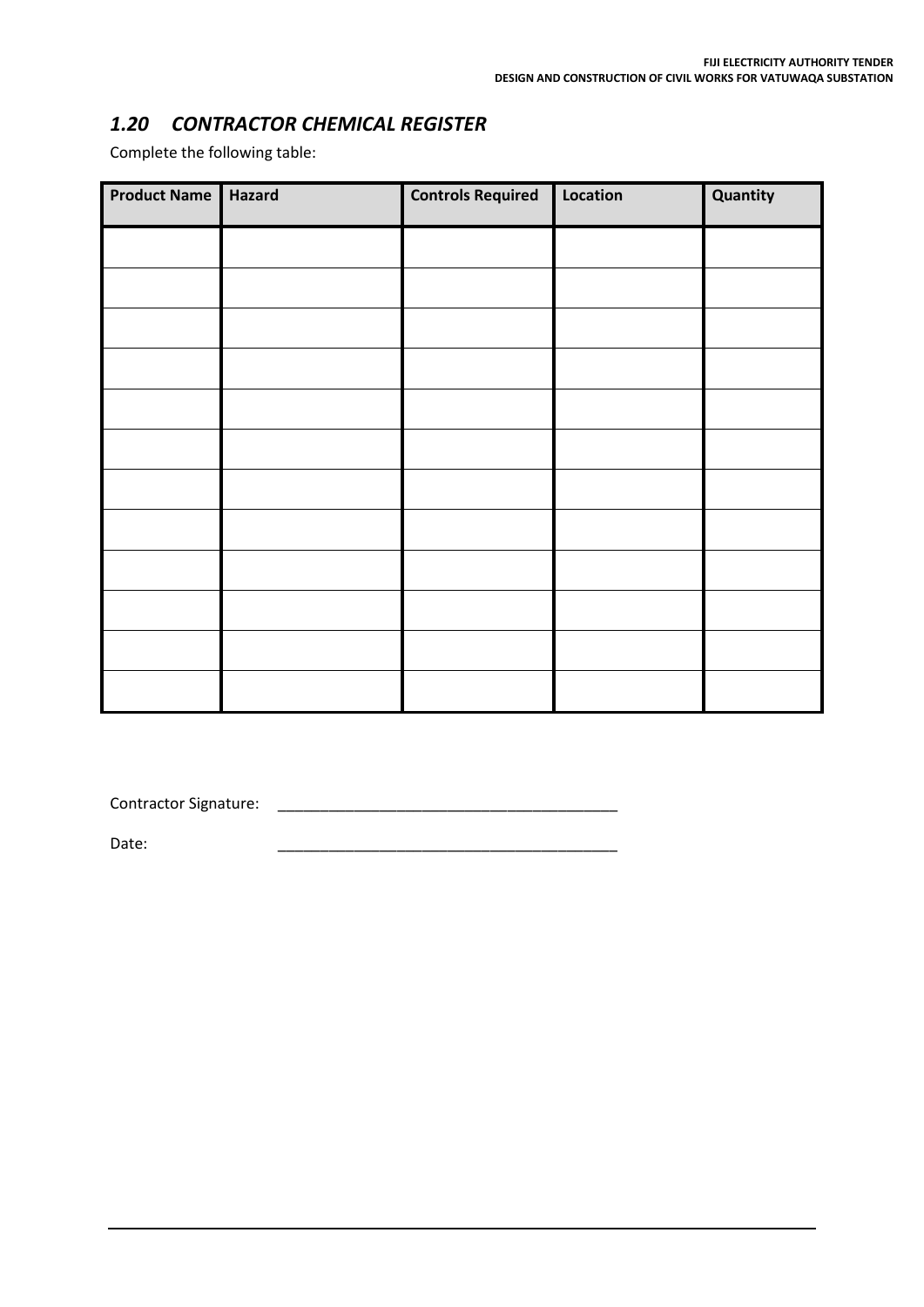## *1.20 CONTRACTOR CHEMICAL REGISTER*

Complete the following table:

| Product Name | Hazard | Controls Required | Location | Quantity |
|---|---|---|---|---|
| | | | | |
| | | | | |
| | | | | |
| | | | | |
| | | | | |
| | | | | |
| | | | | |
| | | | | |
| | | | | |
| | | | | |
| | | | | |
| | | | | |

Contractor Signature: \_\_\_\_\_\_\_\_\_\_\_\_\_\_\_\_\_\_\_\_\_\_\_\_\_\_\_\_\_\_\_\_\_\_\_\_\_\_\_\_

Date: \_\_\_\_\_\_\_\_\_\_\_\_\_\_\_\_\_\_\_\_\_\_\_\_\_\_\_\_\_\_\_\_\_\_\_\_\_\_\_\_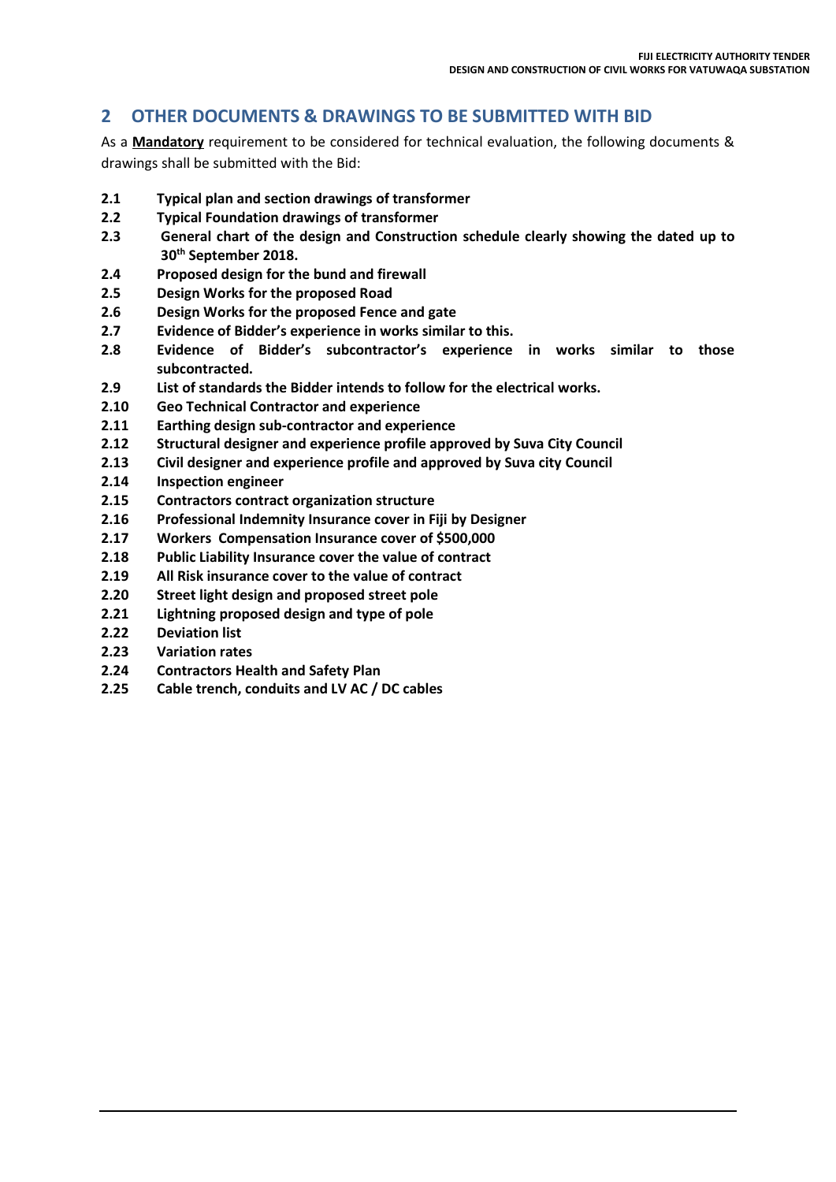## 2 OTHER DOCUMENTS & DRAWINGS TO BE SUBMITTED WITH BID

As a **Mandatory** requirement to be considered for technical evaluation, the following documents & drawings shall be submitted with the Bid:

**2.1 Typical plan and section drawings of transformer**

**2.2 Typical Foundation drawings of transformer**

**2.3 General chart of the design and Construction schedule clearly showing the dated up to 30th September 2018.**

**2.4 Proposed design for the bund and firewall**

**2.5 Design Works for the proposed Road**

**2.6 Design Works for the proposed Fence and gate**

**2.7 Evidence of Bidder's experience in works similar to this.**

**2.8 Evidence of Bidder's subcontractor's experience in works similar to those subcontracted.**

**2.9 List of standards the Bidder intends to follow for the electrical works.**

**2.10 Geo Technical Contractor and experience**

**2.11 Earthing design sub-contractor and experience**

**2.12 Structural designer and experience profile approved by Suva City Council**

**2.13 Civil designer and experience profile and approved by Suva city Council**

**2.14 Inspection engineer**

**2.15 Contractors contract organization structure**

**2.16 Professional Indemnity Insurance cover in Fiji by Designer**

**2.17 Workers Compensation Insurance cover of $500,000**

**2.18 Public Liability Insurance cover the value of contract**

**2.19 All Risk insurance cover to the value of contract**

**2.20 Street light design and proposed street pole**

**2.21 Lightning proposed design and type of pole**

**2.22 Deviation list**

**2.23 Variation rates**

**2.24 Contractors Health and Safety Plan**

**2.25 Cable trench, conduits and LV AC / DC cables**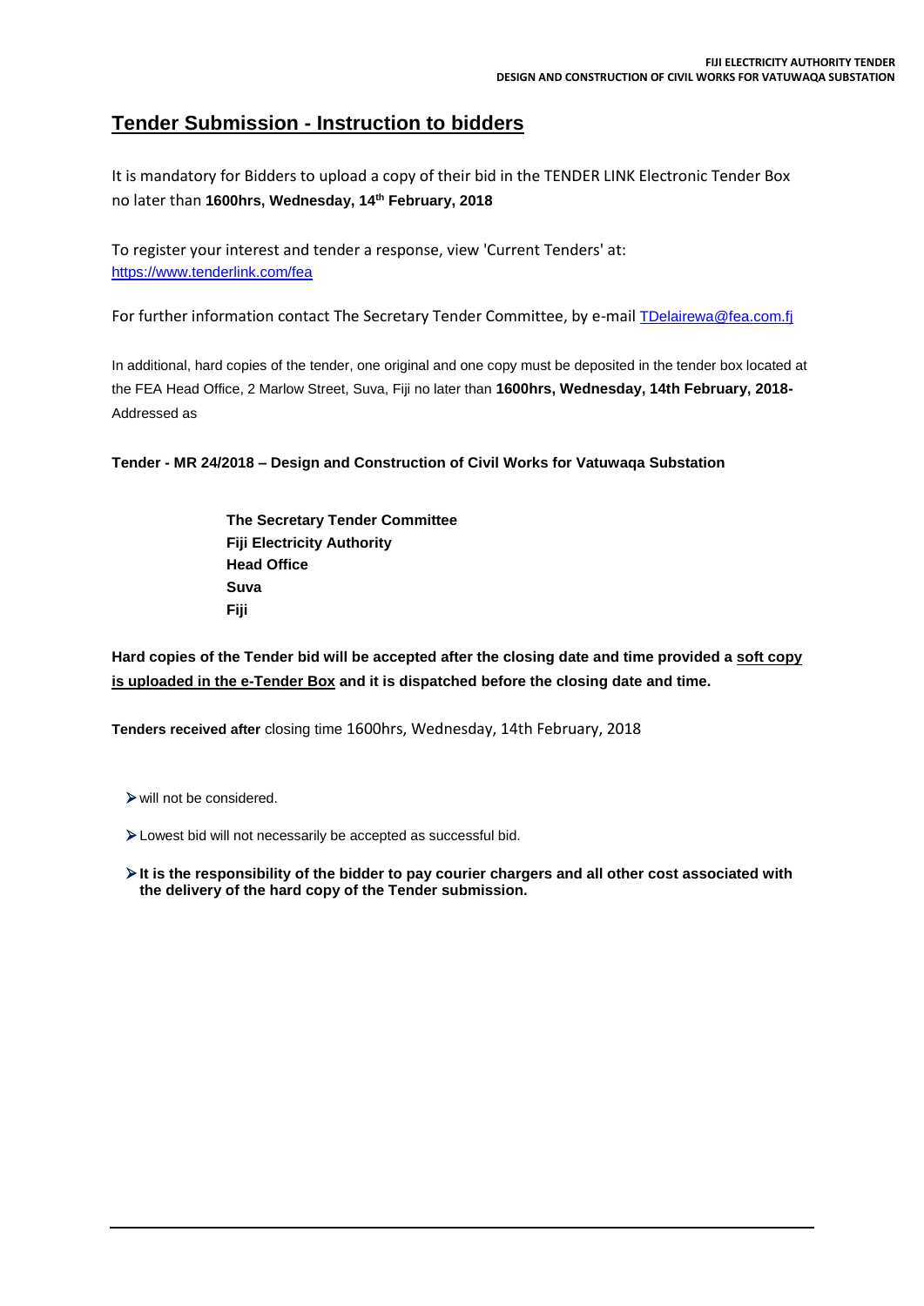# Tender Submission - Instruction to bidders

It is mandatory for Bidders to upload a copy of their bid in the TENDER LINK Electronic Tender Box no later than **1600hrs, Wednesday, 14th February, 2018**

To register your interest and tender a response, view 'Current Tenders' at:
https://www.tenderlink.com/fea

For further information contact The Secretary Tender Committee, by e-mail TDelairewa@fea.com.fj

In additional, hard copies of the tender, one original and one copy must be deposited in the tender box located at the FEA Head Office, 2 Marlow Street, Suva, Fiji no later than **1600hrs, Wednesday, 14th February, 2018-** Addressed as

**Tender - MR 24/2018 – Design and Construction of Civil Works for Vatuwaqa Substation**

**The Secretary Tender Committee**
**Fiji Electricity Authority**
**Head Office**
**Suva**
**Fiji**

**Hard copies of the Tender bid will be accepted after the closing date and time provided a soft copy is uploaded in the e-Tender Box and it is dispatched before the closing date and time.**

**Tenders received after** closing time 1600hrs, Wednesday, 14th February, 2018

- will not be considered.
- Lowest bid will not necessarily be accepted as successful bid.
- **It is the responsibility of the bidder to pay courier chargers and all other cost associated with the delivery of the hard copy of the Tender submission.**